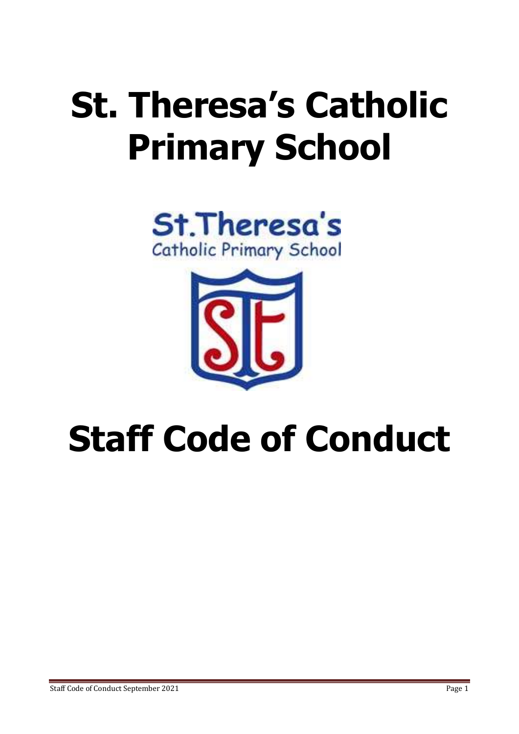# St. Theresa's Catholic Primary School

# Staff Code of Conduct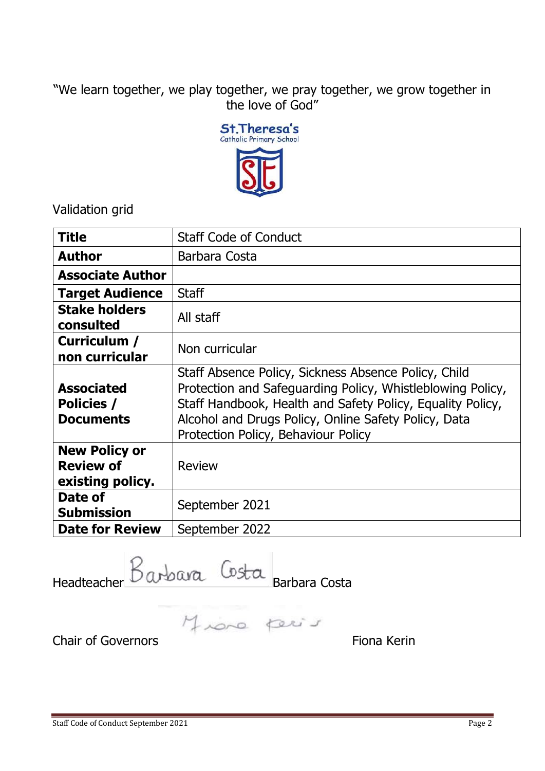"We learn together, we play together, we pray together, we grow together in the love of God"

St.Theresa's
Catholic Primary School

Validation grid

| **Title** | Staff Code of Conduct |
|---|---|
| **Author** | Barbara Costa |
| **Associate Author** | |
| **Target Audience** | Staff |
| **Stake holders consulted** | All staff |
| **Curriculum / non curricular** | Non curricular |
| **Associated Policies / Documents** | Staff Absence Policy, Sickness Absence Policy, Child Protection and Safeguarding Policy, Whistleblowing Policy, Staff Handbook, Health and Safety Policy, Equality Policy, Alcohol and Drugs Policy, Online Safety Policy, Data Protection Policy, Behaviour Policy |
| **New Policy or Review of existing policy.** | Review |
| **Date of Submission** | September 2021 |
| **Date for Review** | September 2022 |

Headteacher Barbara Costa Barbara Costa

Chair of Governors Fiona Kerin Fiona Kerin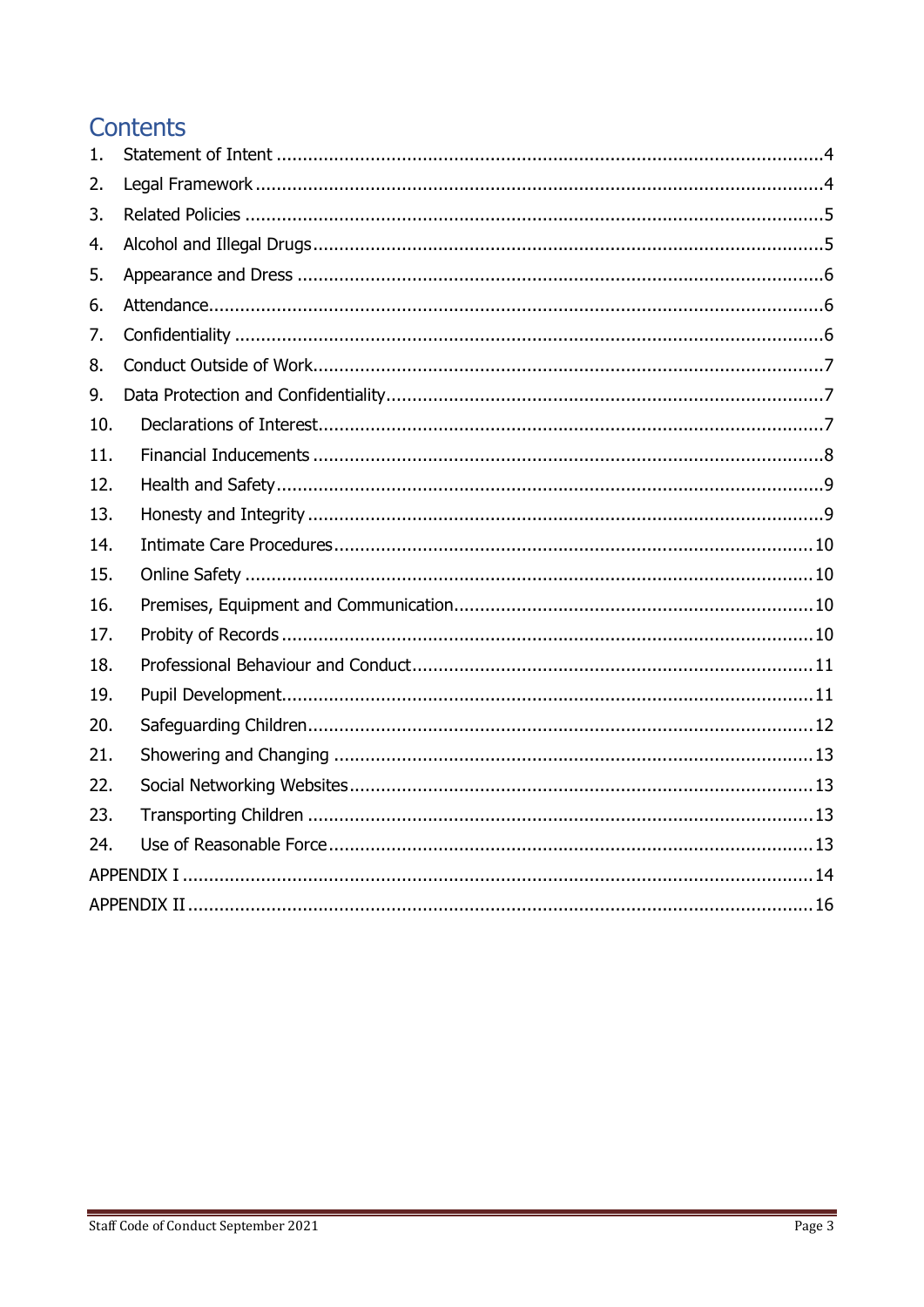# Contents

1. Statement of Intent ....................................................................................................4
2. Legal Framework .......................................................................................................4
3. Related Policies .........................................................................................................5
4. Alcohol and Illegal Drugs ............................................................................................5
5. Appearance and Dress ...............................................................................................6
6. Attendance.................................................................................................................6
7. Confidentiality ............................................................................................................6
8. Conduct Outside of Work............................................................................................7
9. Data Protection and Confidentiality..............................................................................7
10. Declarations of Interest..............................................................................................7
11. Financial Inducements ...............................................................................................8
12. Health and Safety.......................................................................................................9
13. Honesty and Integrity .................................................................................................9
14. Intimate Care Procedures..........................................................................................10
15. Online Safety ..........................................................................................................10
16. Premises, Equipment and Communication...................................................................10
17. Probity of Records ...................................................................................................10
18. Professional Behaviour and Conduct...........................................................................11
19. Pupil Development...................................................................................................11
20. Safeguarding Children...............................................................................................12
21. Showering and Changing ..........................................................................................13
22. Social Networking Websites.......................................................................................13
23. Transporting Children ...............................................................................................13
24. Use of Reasonable Force...........................................................................................13

APPENDIX I .................................................................................................................14

APPENDIX II ................................................................................................................16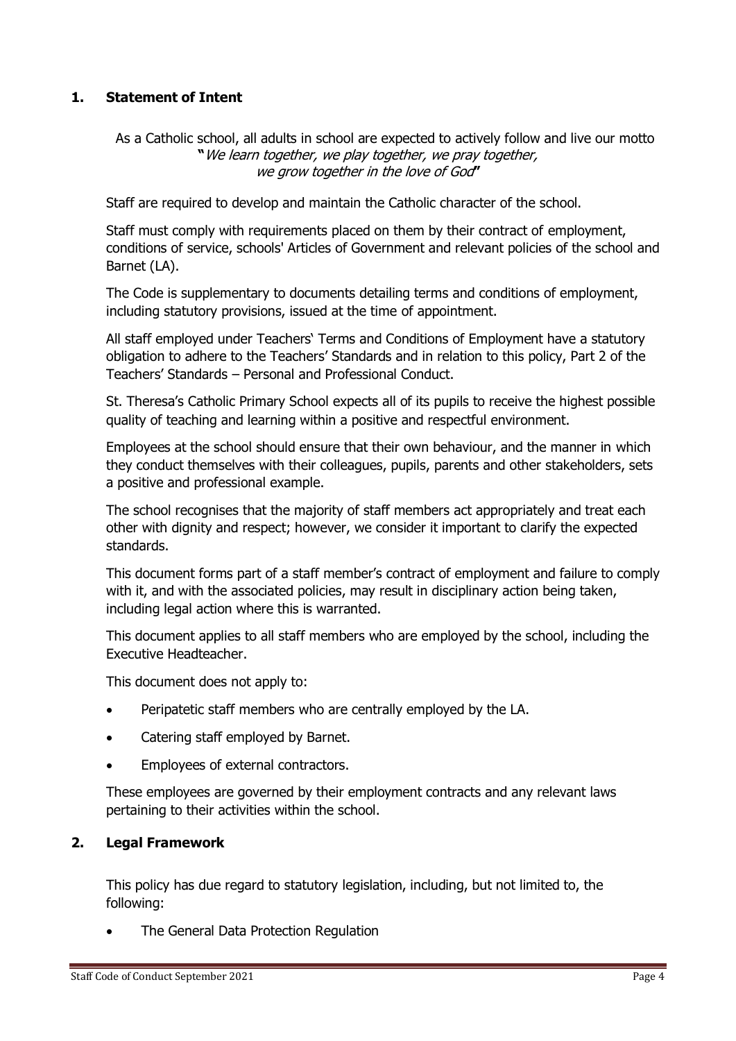## 1. Statement of Intent

As a Catholic school, all adults in school are expected to actively follow and live our motto **"***We learn together, we play together, we pray together, we grow together in the love of God***"**

Staff are required to develop and maintain the Catholic character of the school.

Staff must comply with requirements placed on them by their contract of employment, conditions of service, schools' Articles of Government and relevant policies of the school and Barnet (LA).

The Code is supplementary to documents detailing terms and conditions of employment, including statutory provisions, issued at the time of appointment.

All staff employed under Teachers' Terms and Conditions of Employment have a statutory obligation to adhere to the Teachers' Standards and in relation to this policy, Part 2 of the Teachers' Standards – Personal and Professional Conduct.

St. Theresa's Catholic Primary School expects all of its pupils to receive the highest possible quality of teaching and learning within a positive and respectful environment.

Employees at the school should ensure that their own behaviour, and the manner in which they conduct themselves with their colleagues, pupils, parents and other stakeholders, sets a positive and professional example.

The school recognises that the majority of staff members act appropriately and treat each other with dignity and respect; however, we consider it important to clarify the expected standards.

This document forms part of a staff member's contract of employment and failure to comply with it, and with the associated policies, may result in disciplinary action being taken, including legal action where this is warranted.

This document applies to all staff members who are employed by the school, including the Executive Headteacher.

This document does not apply to:

- Peripatetic staff members who are centrally employed by the LA.
- Catering staff employed by Barnet.
- Employees of external contractors.

These employees are governed by their employment contracts and any relevant laws pertaining to their activities within the school.

## 2. Legal Framework

This policy has due regard to statutory legislation, including, but not limited to, the following:

- The General Data Protection Regulation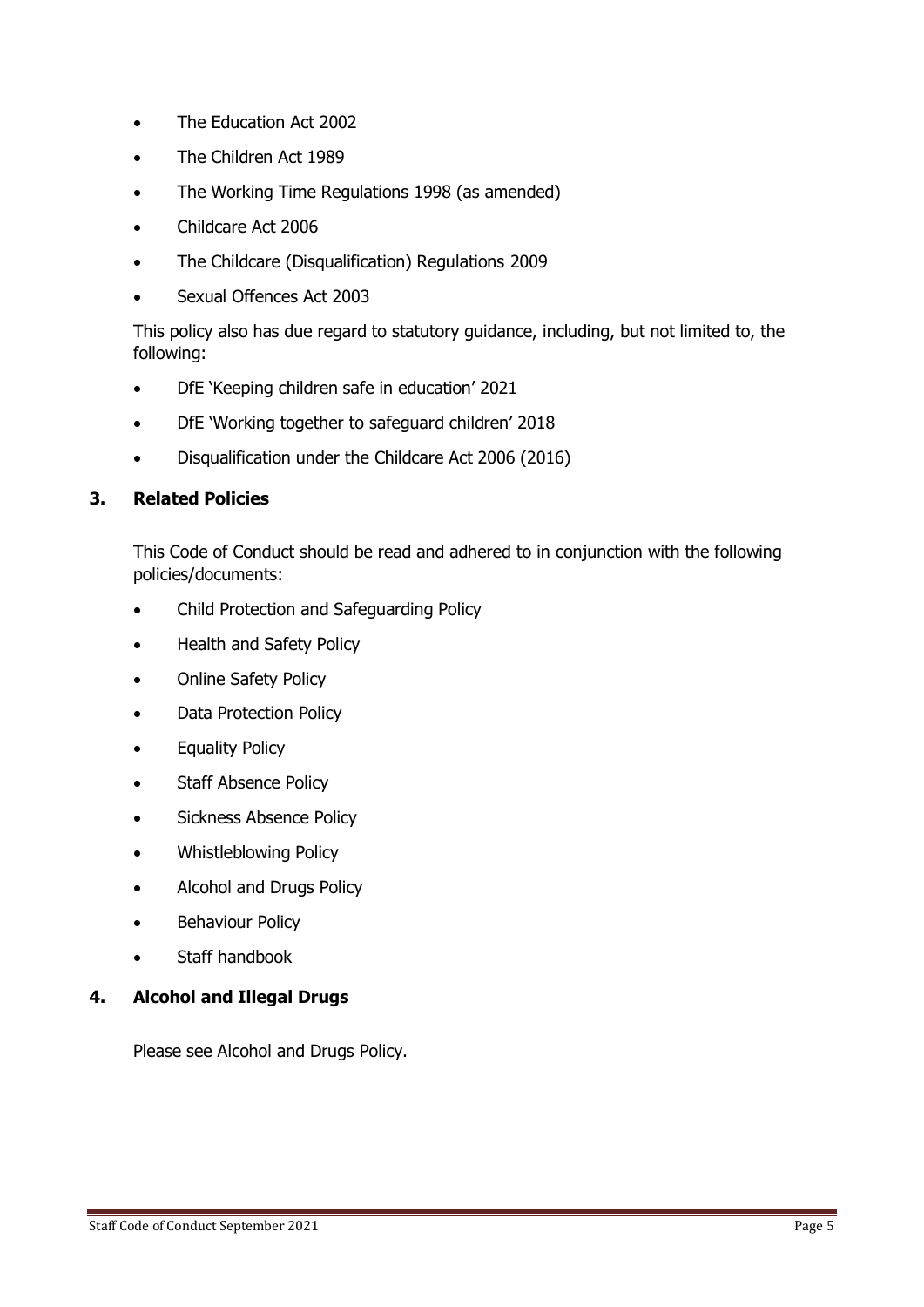- The Education Act 2002
- The Children Act 1989
- The Working Time Regulations 1998 (as amended)
- Childcare Act 2006
- The Childcare (Disqualification) Regulations 2009
- Sexual Offences Act 2003

This policy also has due regard to statutory guidance, including, but not limited to, the following:

- DfE 'Keeping children safe in education' 2021
- DfE 'Working together to safeguard children' 2018
- Disqualification under the Childcare Act 2006 (2016)

## 3. Related Policies

This Code of Conduct should be read and adhered to in conjunction with the following policies/documents:

- Child Protection and Safeguarding Policy
- Health and Safety Policy
- Online Safety Policy
- Data Protection Policy
- Equality Policy
- Staff Absence Policy
- Sickness Absence Policy
- Whistleblowing Policy
- Alcohol and Drugs Policy
- Behaviour Policy
- Staff handbook

## 4. Alcohol and Illegal Drugs

Please see Alcohol and Drugs Policy.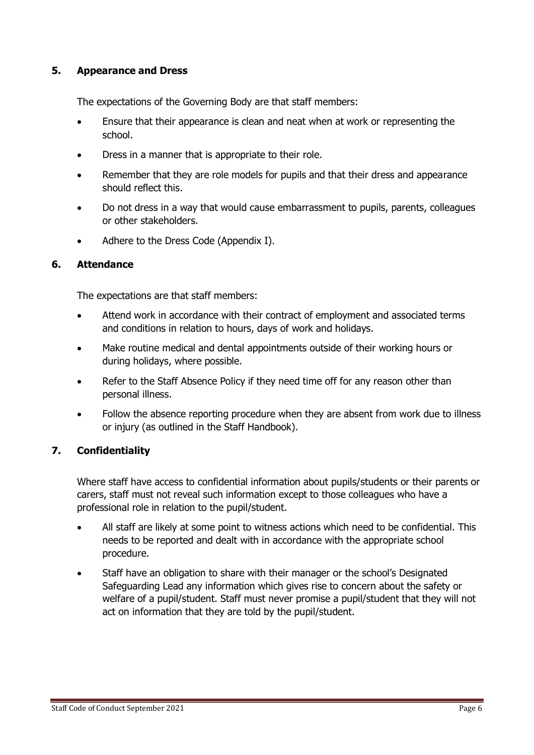## 5. Appearance and Dress

The expectations of the Governing Body are that staff members:

- Ensure that their appearance is clean and neat when at work or representing the school.
- Dress in a manner that is appropriate to their role.
- Remember that they are role models for pupils and that their dress and appearance should reflect this.
- Do not dress in a way that would cause embarrassment to pupils, parents, colleagues or other stakeholders.
- Adhere to the Dress Code (Appendix I).

## 6. Attendance

The expectations are that staff members:

- Attend work in accordance with their contract of employment and associated terms and conditions in relation to hours, days of work and holidays.
- Make routine medical and dental appointments outside of their working hours or during holidays, where possible.
- Refer to the Staff Absence Policy if they need time off for any reason other than personal illness.
- Follow the absence reporting procedure when they are absent from work due to illness or injury (as outlined in the Staff Handbook).

## 7. Confidentiality

Where staff have access to confidential information about pupils/students or their parents or carers, staff must not reveal such information except to those colleagues who have a professional role in relation to the pupil/student.

- All staff are likely at some point to witness actions which need to be confidential. This needs to be reported and dealt with in accordance with the appropriate school procedure.
- Staff have an obligation to share with their manager or the school's Designated Safeguarding Lead any information which gives rise to concern about the safety or welfare of a pupil/student. Staff must never promise a pupil/student that they will not act on information that they are told by the pupil/student.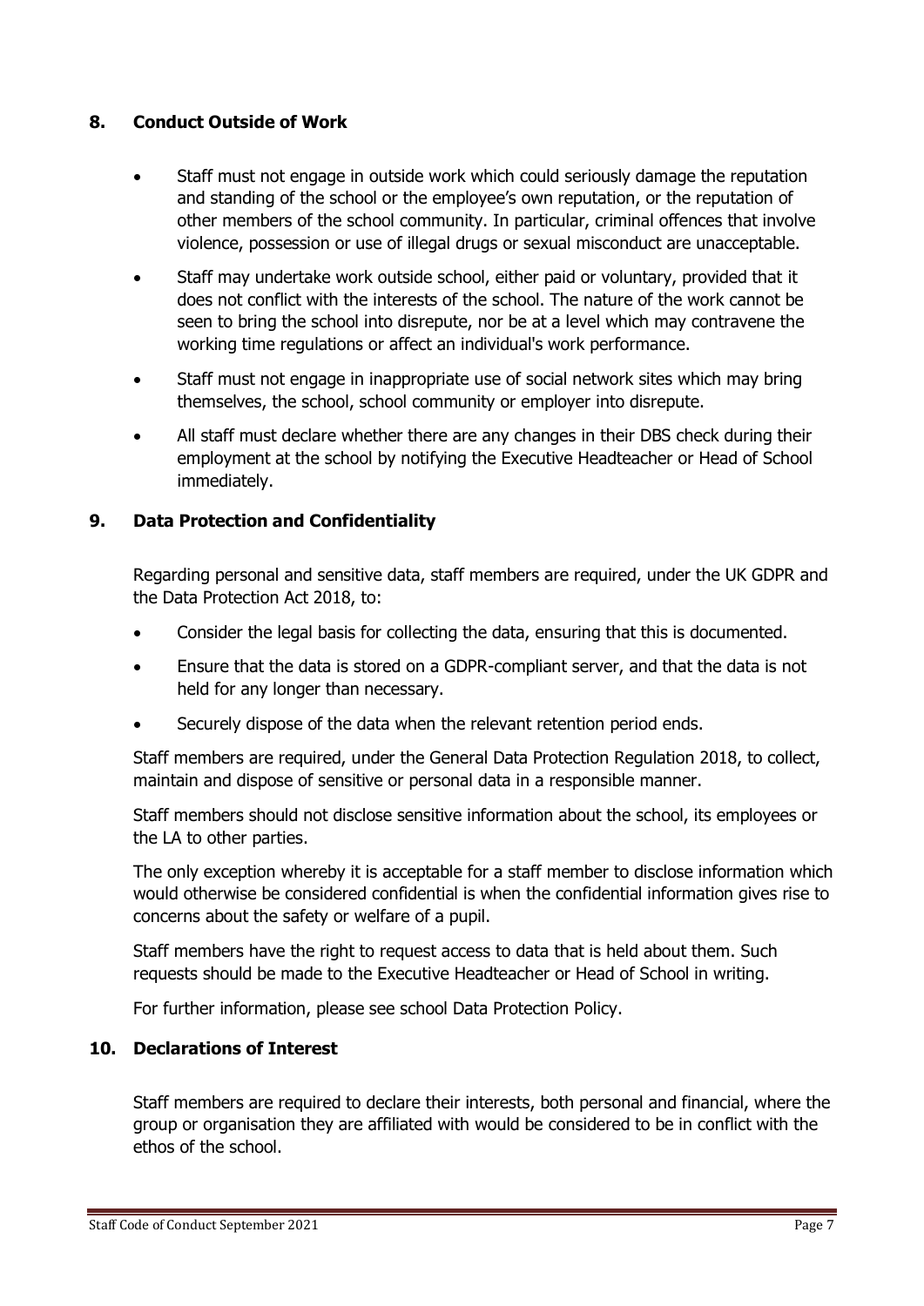## 8. Conduct Outside of Work

- Staff must not engage in outside work which could seriously damage the reputation and standing of the school or the employee's own reputation, or the reputation of other members of the school community. In particular, criminal offences that involve violence, possession or use of illegal drugs or sexual misconduct are unacceptable.
- Staff may undertake work outside school, either paid or voluntary, provided that it does not conflict with the interests of the school. The nature of the work cannot be seen to bring the school into disrepute, nor be at a level which may contravene the working time regulations or affect an individual's work performance.
- Staff must not engage in inappropriate use of social network sites which may bring themselves, the school, school community or employer into disrepute.
- All staff must declare whether there are any changes in their DBS check during their employment at the school by notifying the Executive Headteacher or Head of School immediately.

## 9. Data Protection and Confidentiality

Regarding personal and sensitive data, staff members are required, under the UK GDPR and the Data Protection Act 2018, to:

- Consider the legal basis for collecting the data, ensuring that this is documented.
- Ensure that the data is stored on a GDPR-compliant server, and that the data is not held for any longer than necessary.
- Securely dispose of the data when the relevant retention period ends.

Staff members are required, under the General Data Protection Regulation 2018, to collect, maintain and dispose of sensitive or personal data in a responsible manner.

Staff members should not disclose sensitive information about the school, its employees or the LA to other parties.

The only exception whereby it is acceptable for a staff member to disclose information which would otherwise be considered confidential is when the confidential information gives rise to concerns about the safety or welfare of a pupil.

Staff members have the right to request access to data that is held about them. Such requests should be made to the Executive Headteacher or Head of School in writing.

For further information, please see school Data Protection Policy.

## 10. Declarations of Interest

Staff members are required to declare their interests, both personal and financial, where the group or organisation they are affiliated with would be considered to be in conflict with the ethos of the school.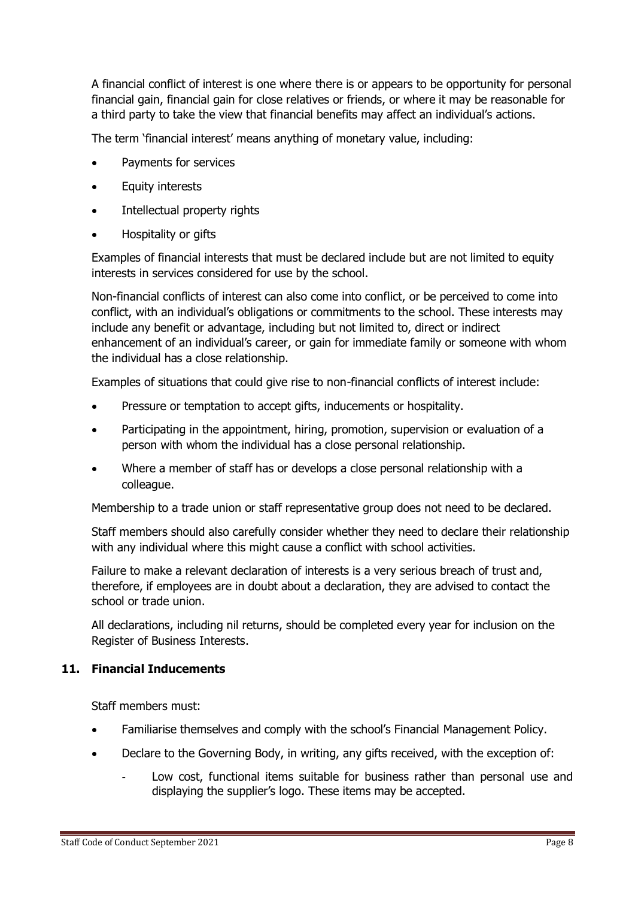A financial conflict of interest is one where there is or appears to be opportunity for personal financial gain, financial gain for close relatives or friends, or where it may be reasonable for a third party to take the view that financial benefits may affect an individual's actions.

The term 'financial interest' means anything of monetary value, including:

- Payments for services
- Equity interests
- Intellectual property rights
- Hospitality or gifts

Examples of financial interests that must be declared include but are not limited to equity interests in services considered for use by the school.

Non-financial conflicts of interest can also come into conflict, or be perceived to come into conflict, with an individual's obligations or commitments to the school. These interests may include any benefit or advantage, including but not limited to, direct or indirect enhancement of an individual's career, or gain for immediate family or someone with whom the individual has a close relationship.

Examples of situations that could give rise to non-financial conflicts of interest include:

- Pressure or temptation to accept gifts, inducements or hospitality.
- Participating in the appointment, hiring, promotion, supervision or evaluation of a person with whom the individual has a close personal relationship.
- Where a member of staff has or develops a close personal relationship with a colleague.

Membership to a trade union or staff representative group does not need to be declared.

Staff members should also carefully consider whether they need to declare their relationship with any individual where this might cause a conflict with school activities.

Failure to make a relevant declaration of interests is a very serious breach of trust and, therefore, if employees are in doubt about a declaration, they are advised to contact the school or trade union.

All declarations, including nil returns, should be completed every year for inclusion on the Register of Business Interests.

## 11. Financial Inducements

Staff members must:

- Familiarise themselves and comply with the school's Financial Management Policy.
- Declare to the Governing Body, in writing, any gifts received, with the exception of:
  - Low cost, functional items suitable for business rather than personal use and displaying the supplier's logo. These items may be accepted.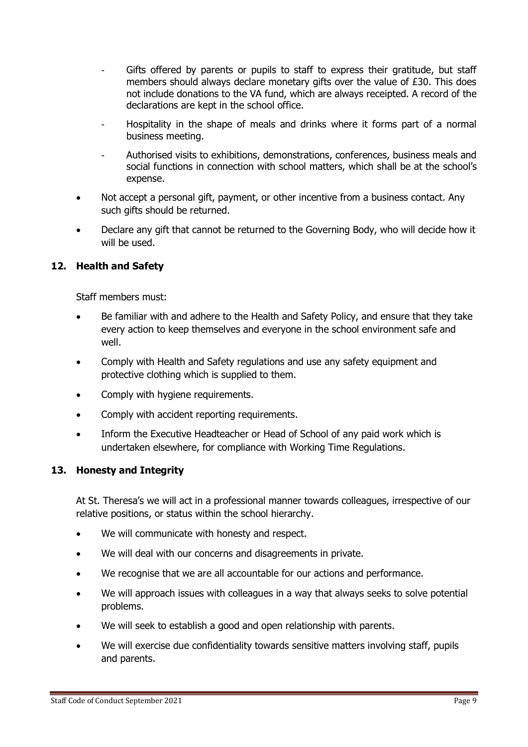- Gifts offered by parents or pupils to staff to express their gratitude, but staff members should always declare monetary gifts over the value of £30. This does not include donations to the VA fund, which are always receipted. A record of the declarations are kept in the school office.
  - Hospitality in the shape of meals and drinks where it forms part of a normal business meeting.
  - Authorised visits to exhibitions, demonstrations, conferences, business meals and social functions in connection with school matters, which shall be at the school's expense.
- Not accept a personal gift, payment, or other incentive from a business contact. Any such gifts should be returned.
- Declare any gift that cannot be returned to the Governing Body, who will decide how it will be used.

## 12. Health and Safety

Staff members must:

- Be familiar with and adhere to the Health and Safety Policy, and ensure that they take every action to keep themselves and everyone in the school environment safe and well.
- Comply with Health and Safety regulations and use any safety equipment and protective clothing which is supplied to them.
- Comply with hygiene requirements.
- Comply with accident reporting requirements.
- Inform the Executive Headteacher or Head of School of any paid work which is undertaken elsewhere, for compliance with Working Time Regulations.

## 13. Honesty and Integrity

At St. Theresa's we will act in a professional manner towards colleagues, irrespective of our relative positions, or status within the school hierarchy.

- We will communicate with honesty and respect.
- We will deal with our concerns and disagreements in private.
- We recognise that we are all accountable for our actions and performance.
- We will approach issues with colleagues in a way that always seeks to solve potential problems.
- We will seek to establish a good and open relationship with parents.
- We will exercise due confidentiality towards sensitive matters involving staff, pupils and parents.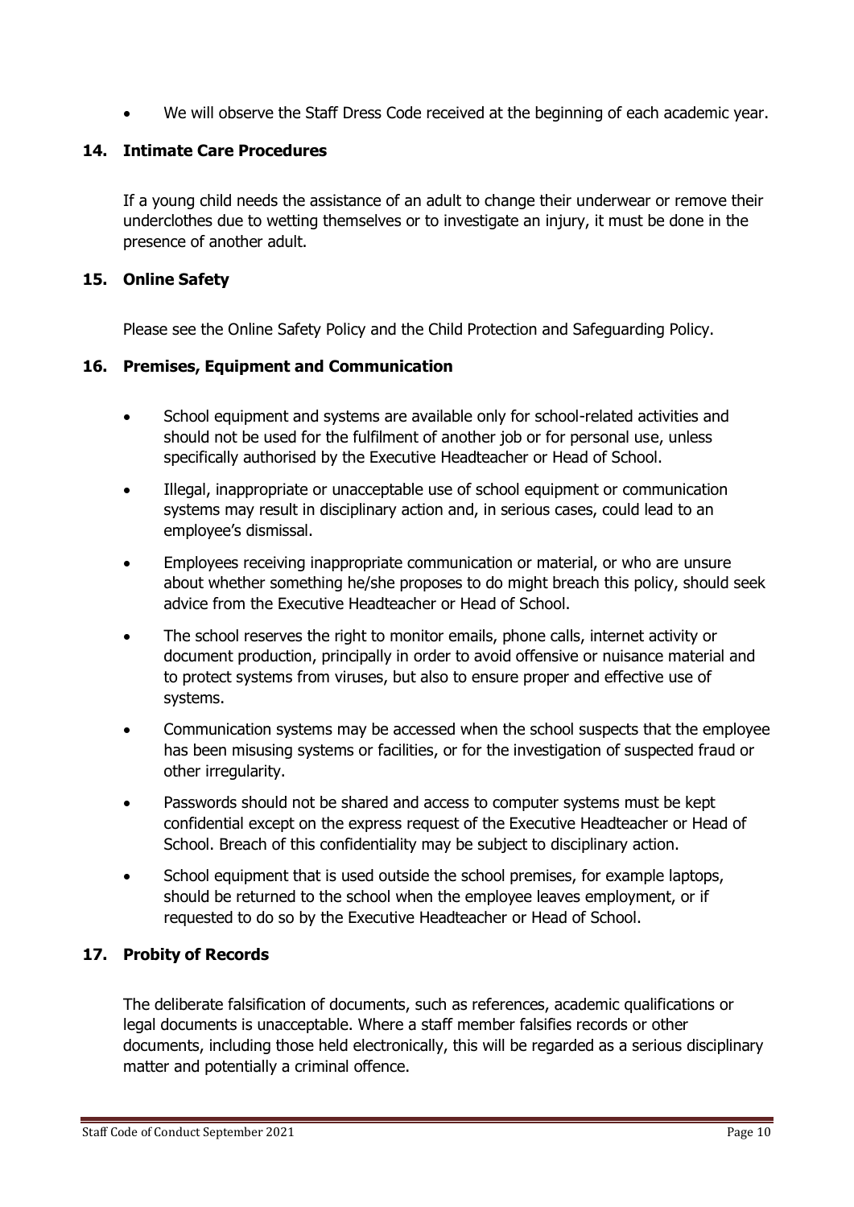- We will observe the Staff Dress Code received at the beginning of each academic year.

## 14. Intimate Care Procedures

If a young child needs the assistance of an adult to change their underwear or remove their underclothes due to wetting themselves or to investigate an injury, it must be done in the presence of another adult.

## 15. Online Safety

Please see the Online Safety Policy and the Child Protection and Safeguarding Policy.

## 16. Premises, Equipment and Communication

- School equipment and systems are available only for school-related activities and should not be used for the fulfilment of another job or for personal use, unless specifically authorised by the Executive Headteacher or Head of School.
- Illegal, inappropriate or unacceptable use of school equipment or communication systems may result in disciplinary action and, in serious cases, could lead to an employee's dismissal.
- Employees receiving inappropriate communication or material, or who are unsure about whether something he/she proposes to do might breach this policy, should seek advice from the Executive Headteacher or Head of School.
- The school reserves the right to monitor emails, phone calls, internet activity or document production, principally in order to avoid offensive or nuisance material and to protect systems from viruses, but also to ensure proper and effective use of systems.
- Communication systems may be accessed when the school suspects that the employee has been misusing systems or facilities, or for the investigation of suspected fraud or other irregularity.
- Passwords should not be shared and access to computer systems must be kept confidential except on the express request of the Executive Headteacher or Head of School. Breach of this confidentiality may be subject to disciplinary action.
- School equipment that is used outside the school premises, for example laptops, should be returned to the school when the employee leaves employment, or if requested to do so by the Executive Headteacher or Head of School.

## 17. Probity of Records

The deliberate falsification of documents, such as references, academic qualifications or legal documents is unacceptable. Where a staff member falsifies records or other documents, including those held electronically, this will be regarded as a serious disciplinary matter and potentially a criminal offence.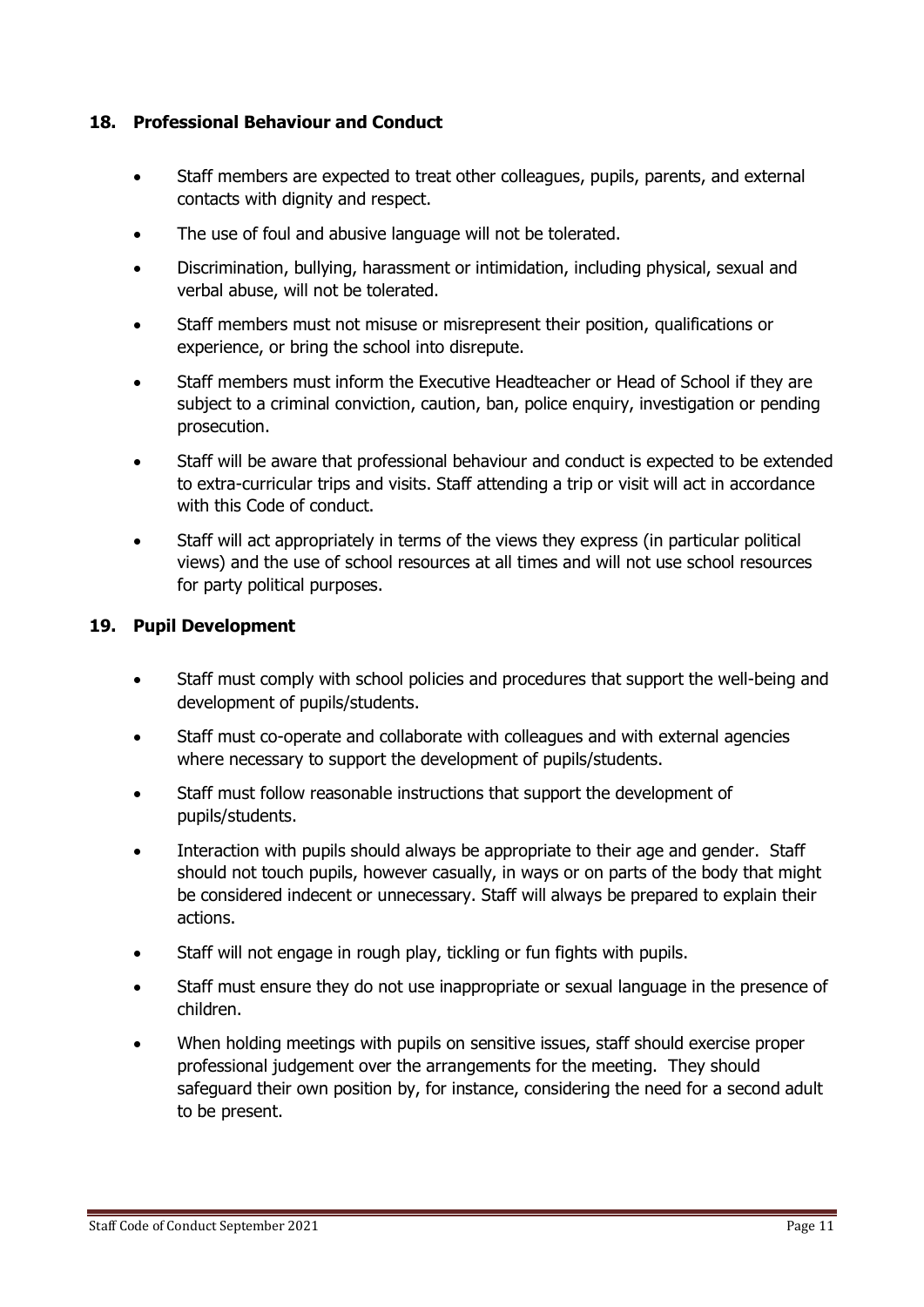## 18. Professional Behaviour and Conduct

- Staff members are expected to treat other colleagues, pupils, parents, and external contacts with dignity and respect.
- The use of foul and abusive language will not be tolerated.
- Discrimination, bullying, harassment or intimidation, including physical, sexual and verbal abuse, will not be tolerated.
- Staff members must not misuse or misrepresent their position, qualifications or experience, or bring the school into disrepute.
- Staff members must inform the Executive Headteacher or Head of School if they are subject to a criminal conviction, caution, ban, police enquiry, investigation or pending prosecution.
- Staff will be aware that professional behaviour and conduct is expected to be extended to extra-curricular trips and visits. Staff attending a trip or visit will act in accordance with this Code of conduct.
- Staff will act appropriately in terms of the views they express (in particular political views) and the use of school resources at all times and will not use school resources for party political purposes.

## 19. Pupil Development

- Staff must comply with school policies and procedures that support the well-being and development of pupils/students.
- Staff must co-operate and collaborate with colleagues and with external agencies where necessary to support the development of pupils/students.
- Staff must follow reasonable instructions that support the development of pupils/students.
- Interaction with pupils should always be appropriate to their age and gender. Staff should not touch pupils, however casually, in ways or on parts of the body that might be considered indecent or unnecessary. Staff will always be prepared to explain their actions.
- Staff will not engage in rough play, tickling or fun fights with pupils.
- Staff must ensure they do not use inappropriate or sexual language in the presence of children.
- When holding meetings with pupils on sensitive issues, staff should exercise proper professional judgement over the arrangements for the meeting. They should safeguard their own position by, for instance, considering the need for a second adult to be present.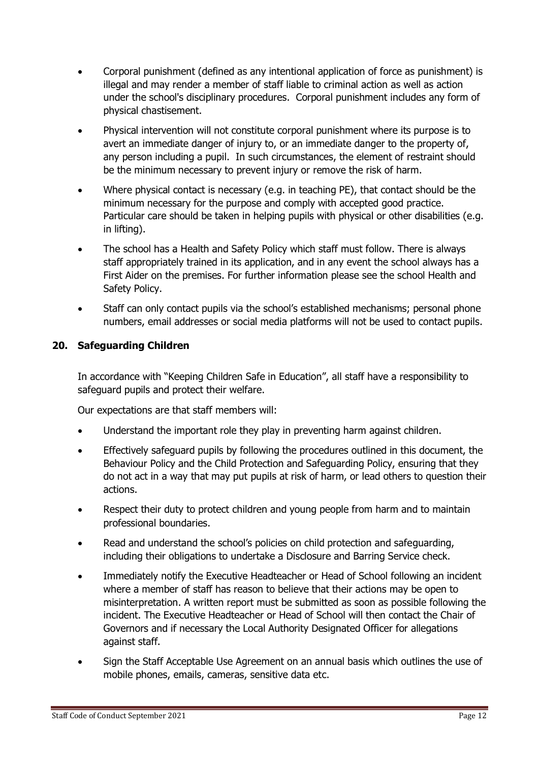- Corporal punishment (defined as any intentional application of force as punishment) is illegal and may render a member of staff liable to criminal action as well as action under the school's disciplinary procedures. Corporal punishment includes any form of physical chastisement.
- Physical intervention will not constitute corporal punishment where its purpose is to avert an immediate danger of injury to, or an immediate danger to the property of, any person including a pupil. In such circumstances, the element of restraint should be the minimum necessary to prevent injury or remove the risk of harm.
- Where physical contact is necessary (e.g. in teaching PE), that contact should be the minimum necessary for the purpose and comply with accepted good practice. Particular care should be taken in helping pupils with physical or other disabilities (e.g. in lifting).
- The school has a Health and Safety Policy which staff must follow. There is always staff appropriately trained in its application, and in any event the school always has a First Aider on the premises. For further information please see the school Health and Safety Policy.
- Staff can only contact pupils via the school's established mechanisms; personal phone numbers, email addresses or social media platforms will not be used to contact pupils.

## 20. Safeguarding Children

In accordance with "Keeping Children Safe in Education", all staff have a responsibility to safeguard pupils and protect their welfare.

Our expectations are that staff members will:

- Understand the important role they play in preventing harm against children.
- Effectively safeguard pupils by following the procedures outlined in this document, the Behaviour Policy and the Child Protection and Safeguarding Policy, ensuring that they do not act in a way that may put pupils at risk of harm, or lead others to question their actions.
- Respect their duty to protect children and young people from harm and to maintain professional boundaries.
- Read and understand the school's policies on child protection and safeguarding, including their obligations to undertake a Disclosure and Barring Service check.
- Immediately notify the Executive Headteacher or Head of School following an incident where a member of staff has reason to believe that their actions may be open to misinterpretation. A written report must be submitted as soon as possible following the incident. The Executive Headteacher or Head of School will then contact the Chair of Governors and if necessary the Local Authority Designated Officer for allegations against staff.
- Sign the Staff Acceptable Use Agreement on an annual basis which outlines the use of mobile phones, emails, cameras, sensitive data etc.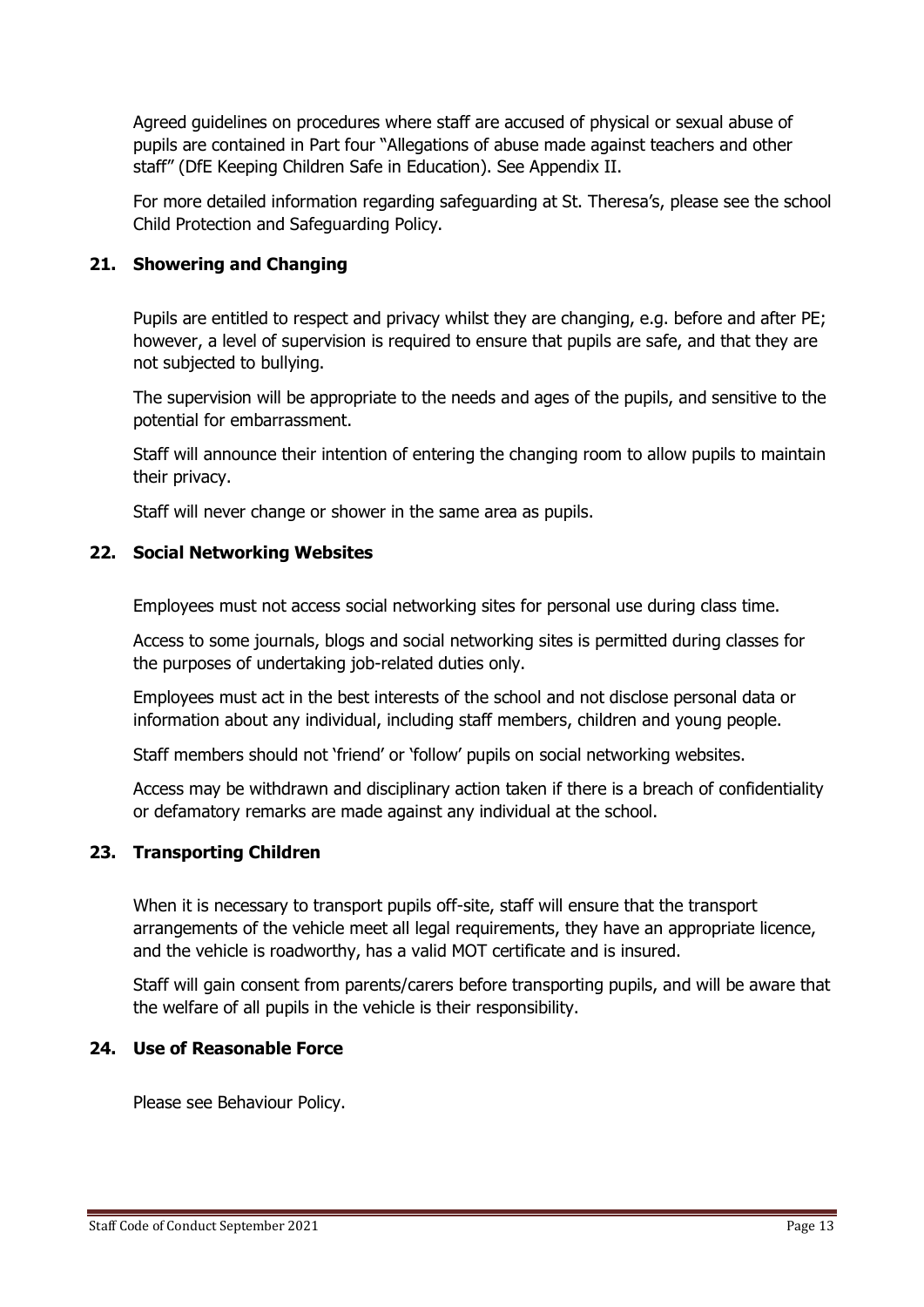Agreed guidelines on procedures where staff are accused of physical or sexual abuse of pupils are contained in Part four "Allegations of abuse made against teachers and other staff" (DfE Keeping Children Safe in Education). See Appendix II.

For more detailed information regarding safeguarding at St. Theresa's, please see the school Child Protection and Safeguarding Policy.

## 21. Showering and Changing

Pupils are entitled to respect and privacy whilst they are changing, e.g. before and after PE; however, a level of supervision is required to ensure that pupils are safe, and that they are not subjected to bullying.

The supervision will be appropriate to the needs and ages of the pupils, and sensitive to the potential for embarrassment.

Staff will announce their intention of entering the changing room to allow pupils to maintain their privacy.

Staff will never change or shower in the same area as pupils.

## 22. Social Networking Websites

Employees must not access social networking sites for personal use during class time.

Access to some journals, blogs and social networking sites is permitted during classes for the purposes of undertaking job-related duties only.

Employees must act in the best interests of the school and not disclose personal data or information about any individual, including staff members, children and young people.

Staff members should not 'friend' or 'follow' pupils on social networking websites.

Access may be withdrawn and disciplinary action taken if there is a breach of confidentiality or defamatory remarks are made against any individual at the school.

## 23. Transporting Children

When it is necessary to transport pupils off-site, staff will ensure that the transport arrangements of the vehicle meet all legal requirements, they have an appropriate licence, and the vehicle is roadworthy, has a valid MOT certificate and is insured.

Staff will gain consent from parents/carers before transporting pupils, and will be aware that the welfare of all pupils in the vehicle is their responsibility.

## 24. Use of Reasonable Force

Please see Behaviour Policy.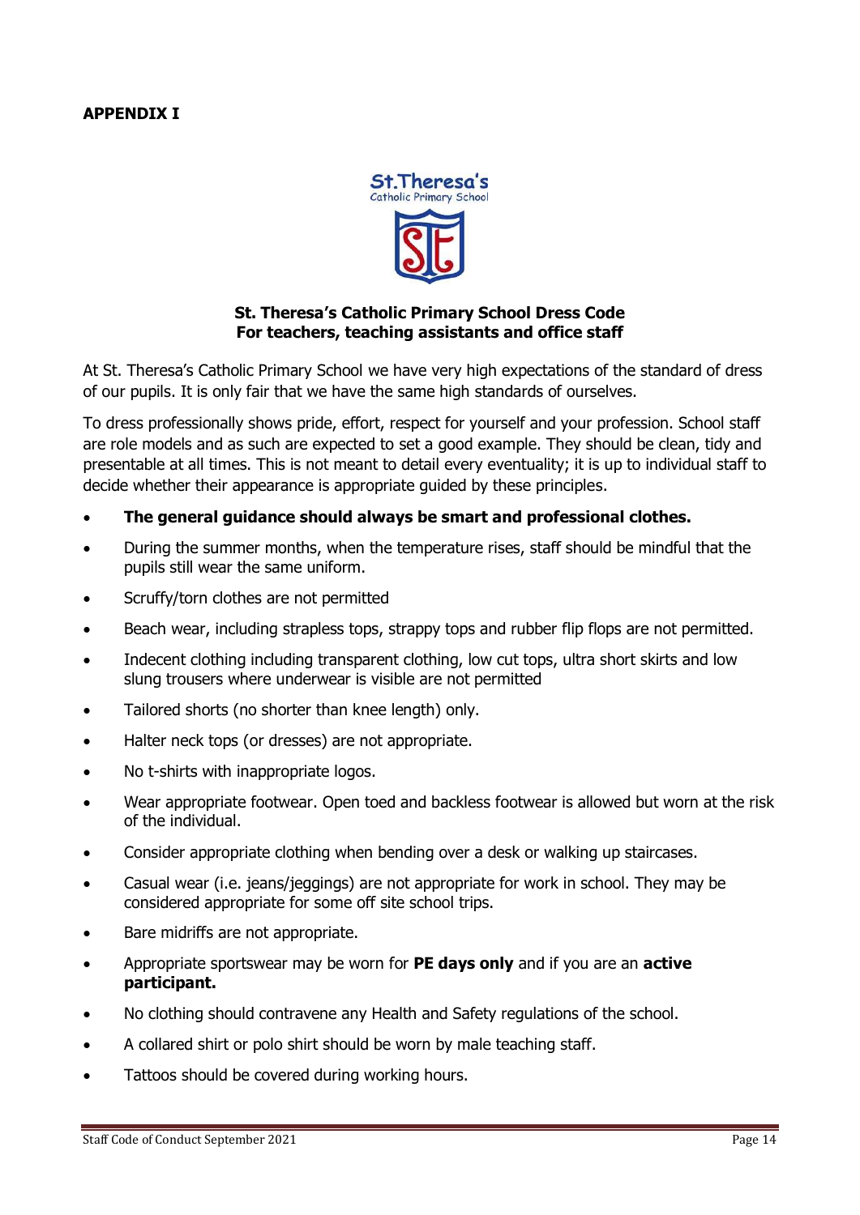**APPENDIX I**

St.Theresa's
Catholic Primary School

**St. Theresa's Catholic Primary School Dress Code**
**For teachers, teaching assistants and office staff**

At St. Theresa's Catholic Primary School we have very high expectations of the standard of dress of our pupils. It is only fair that we have the same high standards of ourselves.

To dress professionally shows pride, effort, respect for yourself and your profession. School staff are role models and as such are expected to set a good example. They should be clean, tidy and presentable at all times. This is not meant to detail every eventuality; it is up to individual staff to decide whether their appearance is appropriate guided by these principles.

- **The general guidance should always be smart and professional clothes.**
- During the summer months, when the temperature rises, staff should be mindful that the pupils still wear the same uniform.
- Scruffy/torn clothes are not permitted
- Beach wear, including strapless tops, strappy tops and rubber flip flops are not permitted.
- Indecent clothing including transparent clothing, low cut tops, ultra short skirts and low slung trousers where underwear is visible are not permitted
- Tailored shorts (no shorter than knee length) only.
- Halter neck tops (or dresses) are not appropriate.
- No t-shirts with inappropriate logos.
- Wear appropriate footwear. Open toed and backless footwear is allowed but worn at the risk of the individual.
- Consider appropriate clothing when bending over a desk or walking up staircases.
- Casual wear (i.e. jeans/jeggings) are not appropriate for work in school. They may be considered appropriate for some off site school trips.
- Bare midriffs are not appropriate.
- Appropriate sportswear may be worn for **PE days only** and if you are an **active participant.**
- No clothing should contravene any Health and Safety regulations of the school.
- A collared shirt or polo shirt should be worn by male teaching staff.
- Tattoos should be covered during working hours.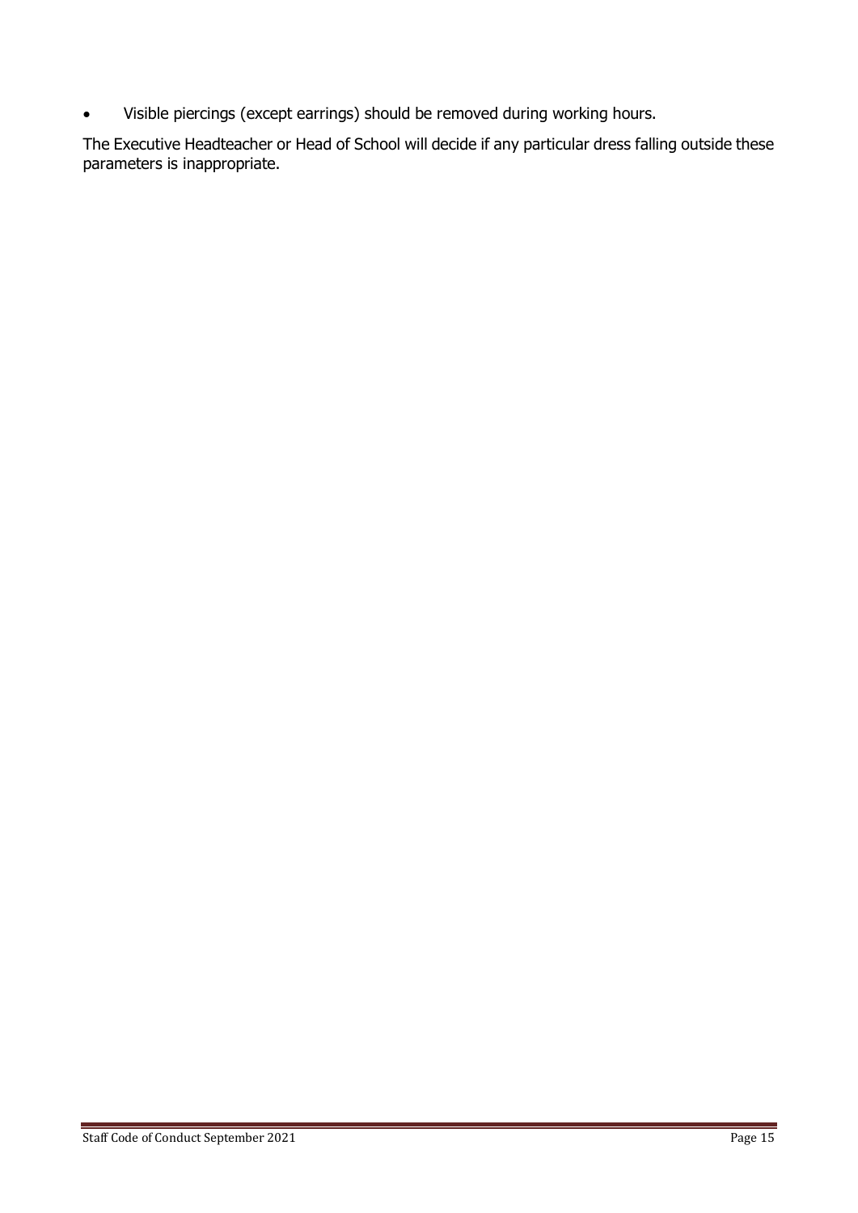- Visible piercings (except earrings) should be removed during working hours.

The Executive Headteacher or Head of School will decide if any particular dress falling outside these parameters is inappropriate.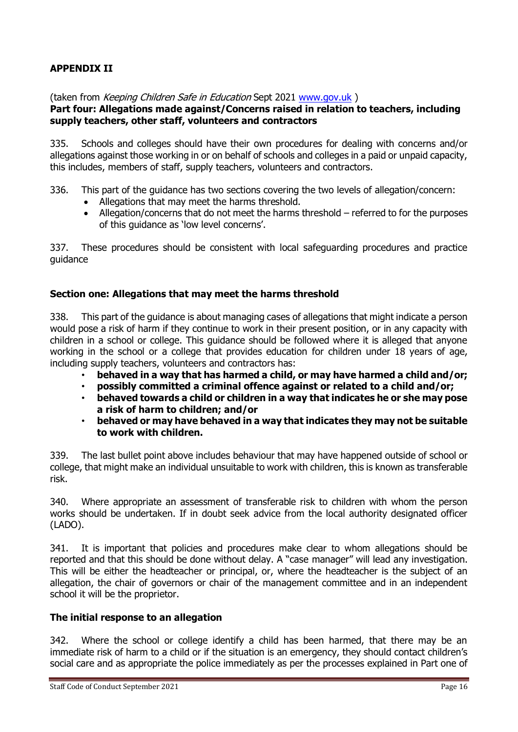## APPENDIX II

(taken from *Keeping Children Safe in Education* Sept 2021 [www.gov.uk](www.gov.uk) )

**Part four: Allegations made against/Concerns raised in relation to teachers, including supply teachers, other staff, volunteers and contractors**

335. Schools and colleges should have their own procedures for dealing with concerns and/or allegations against those working in or on behalf of schools and colleges in a paid or unpaid capacity, this includes, members of staff, supply teachers, volunteers and contractors.

336. This part of the guidance has two sections covering the two levels of allegation/concern:

- Allegations that may meet the harms threshold.
- Allegation/concerns that do not meet the harms threshold – referred to for the purposes of this guidance as 'low level concerns'.

337. These procedures should be consistent with local safeguarding procedures and practice guidance

### Section one: Allegations that may meet the harms threshold

338. This part of the guidance is about managing cases of allegations that might indicate a person would pose a risk of harm if they continue to work in their present position, or in any capacity with children in a school or college. This guidance should be followed where it is alleged that anyone working in the school or a college that provides education for children under 18 years of age, including supply teachers, volunteers and contractors has:

- **behaved in a way that has harmed a child, or may have harmed a child and/or;**
- **possibly committed a criminal offence against or related to a child and/or;**
- **behaved towards a child or children in a way that indicates he or she may pose a risk of harm to children; and/or**
- **behaved or may have behaved in a way that indicates they may not be suitable to work with children.**

339. The last bullet point above includes behaviour that may have happened outside of school or college, that might make an individual unsuitable to work with children, this is known as transferable risk.

340. Where appropriate an assessment of transferable risk to children with whom the person works should be undertaken. If in doubt seek advice from the local authority designated officer (LADO).

341. It is important that policies and procedures make clear to whom allegations should be reported and that this should be done without delay. A "case manager" will lead any investigation. This will be either the headteacher or principal, or, where the headteacher is the subject of an allegation, the chair of governors or chair of the management committee and in an independent school it will be the proprietor.

### The initial response to an allegation

342. Where the school or college identify a child has been harmed, that there may be an immediate risk of harm to a child or if the situation is an emergency, they should contact children's social care and as appropriate the police immediately as per the processes explained in Part one of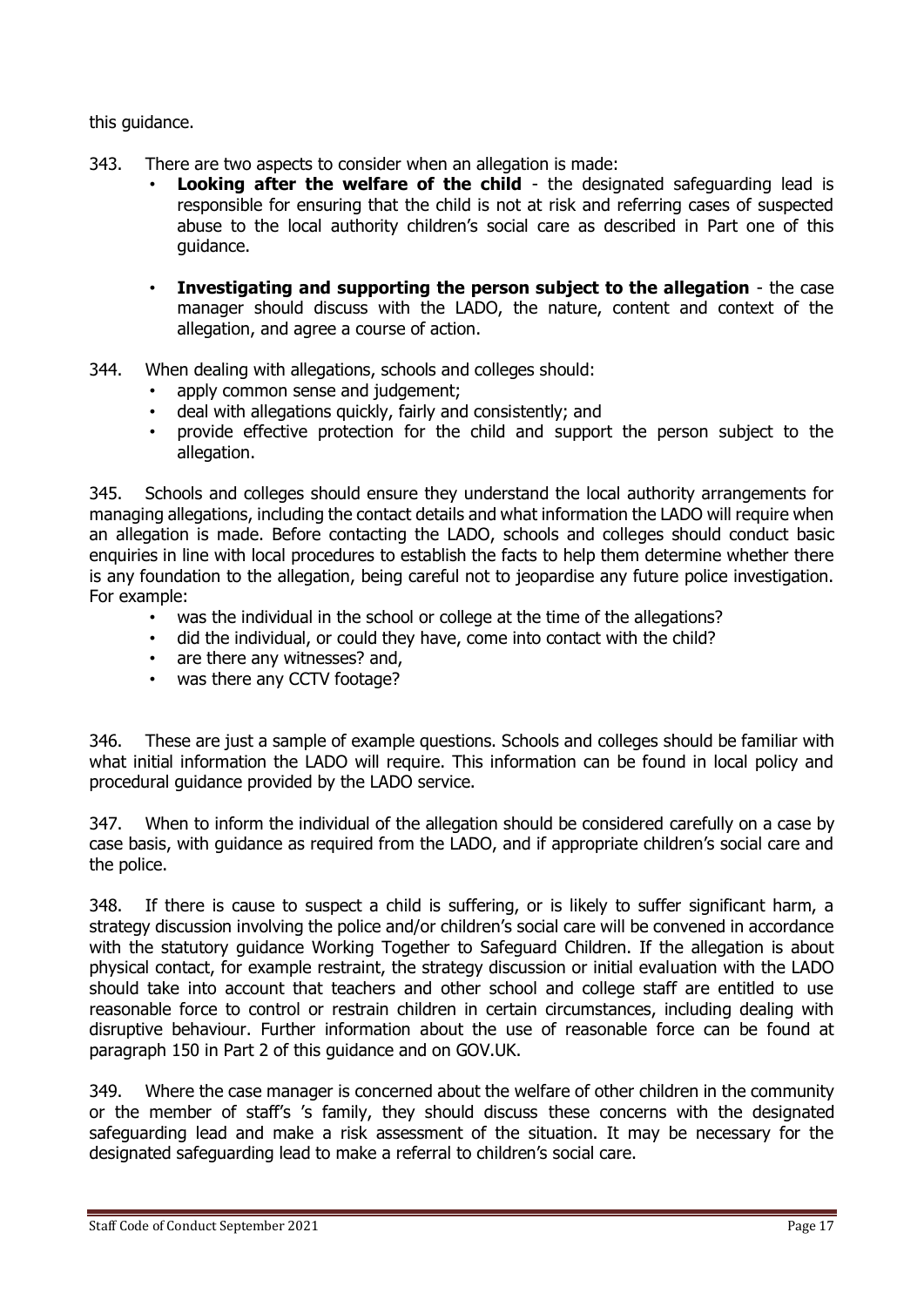this guidance.

343. There are two aspects to consider when an allegation is made:

- **Looking after the welfare of the child** - the designated safeguarding lead is responsible for ensuring that the child is not at risk and referring cases of suspected abuse to the local authority children's social care as described in Part one of this guidance.
- **Investigating and supporting the person subject to the allegation** - the case manager should discuss with the LADO, the nature, content and context of the allegation, and agree a course of action.

344. When dealing with allegations, schools and colleges should:

- apply common sense and judgement;
- deal with allegations quickly, fairly and consistently; and
- provide effective protection for the child and support the person subject to the allegation.

345. Schools and colleges should ensure they understand the local authority arrangements for managing allegations, including the contact details and what information the LADO will require when an allegation is made. Before contacting the LADO, schools and colleges should conduct basic enquiries in line with local procedures to establish the facts to help them determine whether there is any foundation to the allegation, being careful not to jeopardise any future police investigation. For example:

- was the individual in the school or college at the time of the allegations?
- did the individual, or could they have, come into contact with the child?
- are there any witnesses? and,
- was there any CCTV footage?

346. These are just a sample of example questions. Schools and colleges should be familiar with what initial information the LADO will require. This information can be found in local policy and procedural guidance provided by the LADO service.

347. When to inform the individual of the allegation should be considered carefully on a case by case basis, with guidance as required from the LADO, and if appropriate children's social care and the police.

348. If there is cause to suspect a child is suffering, or is likely to suffer significant harm, a strategy discussion involving the police and/or children's social care will be convened in accordance with the statutory guidance Working Together to Safeguard Children. If the allegation is about physical contact, for example restraint, the strategy discussion or initial evaluation with the LADO should take into account that teachers and other school and college staff are entitled to use reasonable force to control or restrain children in certain circumstances, including dealing with disruptive behaviour. Further information about the use of reasonable force can be found at paragraph 150 in Part 2 of this guidance and on GOV.UK.

349. Where the case manager is concerned about the welfare of other children in the community or the member of staff's 's family, they should discuss these concerns with the designated safeguarding lead and make a risk assessment of the situation. It may be necessary for the designated safeguarding lead to make a referral to children's social care.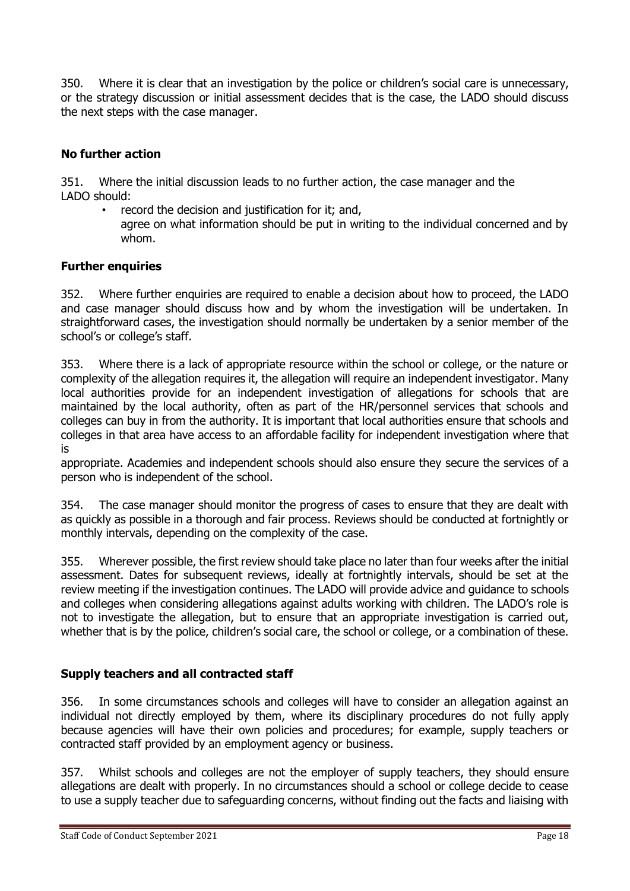350. Where it is clear that an investigation by the police or children's social care is unnecessary, or the strategy discussion or initial assessment decides that is the case, the LADO should discuss the next steps with the case manager.

### No further action

351. Where the initial discussion leads to no further action, the case manager and the LADO should:

- record the decision and justification for it; and,
- agree on what information should be put in writing to the individual concerned and by whom.

### Further enquiries

352. Where further enquiries are required to enable a decision about how to proceed, the LADO and case manager should discuss how and by whom the investigation will be undertaken. In straightforward cases, the investigation should normally be undertaken by a senior member of the school's or college's staff.

353. Where there is a lack of appropriate resource within the school or college, or the nature or complexity of the allegation requires it, the allegation will require an independent investigator. Many local authorities provide for an independent investigation of allegations for schools that are maintained by the local authority, often as part of the HR/personnel services that schools and colleges can buy in from the authority. It is important that local authorities ensure that schools and colleges in that area have access to an affordable facility for independent investigation where that is appropriate. Academies and independent schools should also ensure they secure the services of a person who is independent of the school.

354. The case manager should monitor the progress of cases to ensure that they are dealt with as quickly as possible in a thorough and fair process. Reviews should be conducted at fortnightly or monthly intervals, depending on the complexity of the case.

355. Wherever possible, the first review should take place no later than four weeks after the initial assessment. Dates for subsequent reviews, ideally at fortnightly intervals, should be set at the review meeting if the investigation continues. The LADO will provide advice and guidance to schools and colleges when considering allegations against adults working with children. The LADO's role is not to investigate the allegation, but to ensure that an appropriate investigation is carried out, whether that is by the police, children's social care, the school or college, or a combination of these.

### Supply teachers and all contracted staff

356. In some circumstances schools and colleges will have to consider an allegation against an individual not directly employed by them, where its disciplinary procedures do not fully apply because agencies will have their own policies and procedures; for example, supply teachers or contracted staff provided by an employment agency or business.

357. Whilst schools and colleges are not the employer of supply teachers, they should ensure allegations are dealt with properly. In no circumstances should a school or college decide to cease to use a supply teacher due to safeguarding concerns, without finding out the facts and liaising with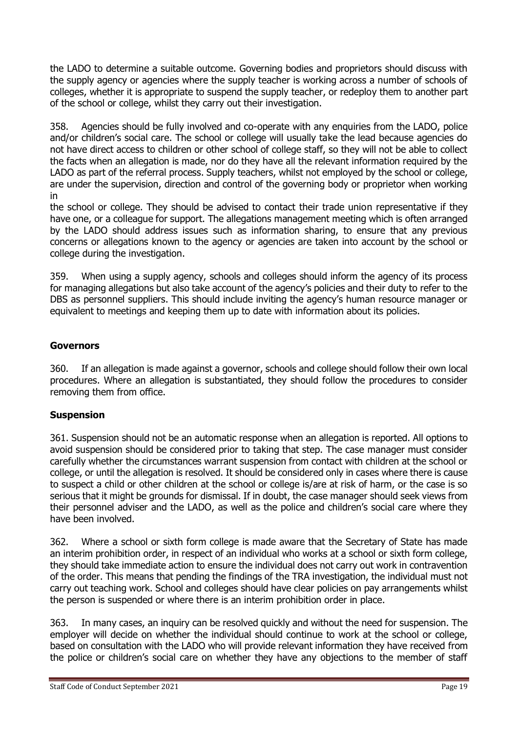the LADO to determine a suitable outcome. Governing bodies and proprietors should discuss with the supply agency or agencies where the supply teacher is working across a number of schools of colleges, whether it is appropriate to suspend the supply teacher, or redeploy them to another part of the school or college, whilst they carry out their investigation.

358. Agencies should be fully involved and co-operate with any enquiries from the LADO, police and/or children's social care. The school or college will usually take the lead because agencies do not have direct access to children or other school of college staff, so they will not be able to collect the facts when an allegation is made, nor do they have all the relevant information required by the LADO as part of the referral process. Supply teachers, whilst not employed by the school or college, are under the supervision, direction and control of the governing body or proprietor when working in the school or college. They should be advised to contact their trade union representative if they have one, or a colleague for support. The allegations management meeting which is often arranged by the LADO should address issues such as information sharing, to ensure that any previous concerns or allegations known to the agency or agencies are taken into account by the school or college during the investigation.

359. When using a supply agency, schools and colleges should inform the agency of its process for managing allegations but also take account of the agency's policies and their duty to refer to the DBS as personnel suppliers. This should include inviting the agency's human resource manager or equivalent to meetings and keeping them up to date with information about its policies.

**Governors**

360. If an allegation is made against a governor, schools and college should follow their own local procedures. Where an allegation is substantiated, they should follow the procedures to consider removing them from office.

**Suspension**

361. Suspension should not be an automatic response when an allegation is reported. All options to avoid suspension should be considered prior to taking that step. The case manager must consider carefully whether the circumstances warrant suspension from contact with children at the school or college, or until the allegation is resolved. It should be considered only in cases where there is cause to suspect a child or other children at the school or college is/are at risk of harm, or the case is so serious that it might be grounds for dismissal. If in doubt, the case manager should seek views from their personnel adviser and the LADO, as well as the police and children's social care where they have been involved.

362. Where a school or sixth form college is made aware that the Secretary of State has made an interim prohibition order, in respect of an individual who works at a school or sixth form college, they should take immediate action to ensure the individual does not carry out work in contravention of the order. This means that pending the findings of the TRA investigation, the individual must not carry out teaching work. School and colleges should have clear policies on pay arrangements whilst the person is suspended or where there is an interim prohibition order in place.

363. In many cases, an inquiry can be resolved quickly and without the need for suspension. The employer will decide on whether the individual should continue to work at the school or college, based on consultation with the LADO who will provide relevant information they have received from the police or children's social care on whether they have any objections to the member of staff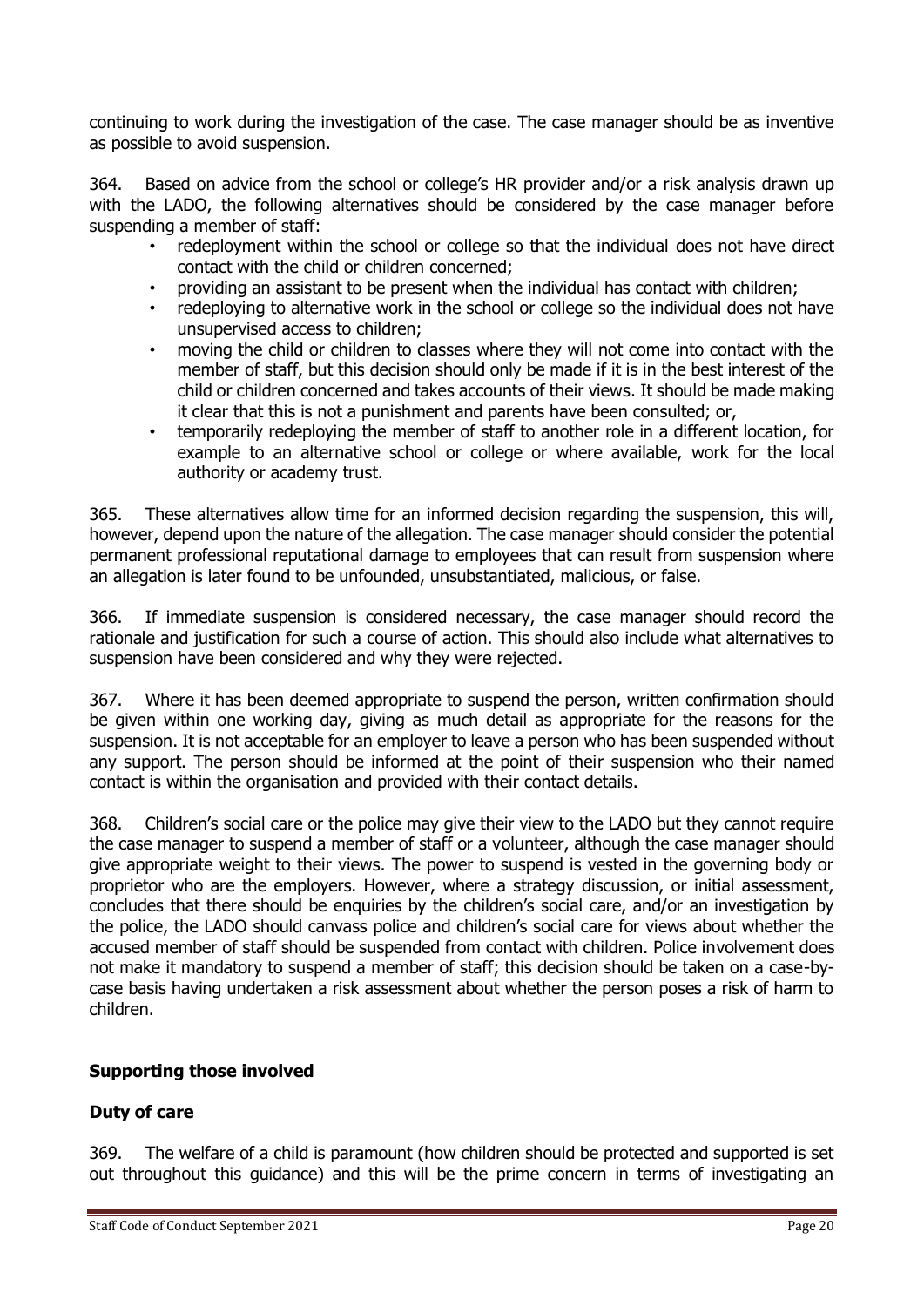continuing to work during the investigation of the case. The case manager should be as inventive as possible to avoid suspension.

364. Based on advice from the school or college's HR provider and/or a risk analysis drawn up with the LADO, the following alternatives should be considered by the case manager before suspending a member of staff:

- redeployment within the school or college so that the individual does not have direct contact with the child or children concerned;
- providing an assistant to be present when the individual has contact with children;
- redeploying to alternative work in the school or college so the individual does not have unsupervised access to children;
- moving the child or children to classes where they will not come into contact with the member of staff, but this decision should only be made if it is in the best interest of the child or children concerned and takes accounts of their views. It should be made making it clear that this is not a punishment and parents have been consulted; or,
- temporarily redeploying the member of staff to another role in a different location, for example to an alternative school or college or where available, work for the local authority or academy trust.

365. These alternatives allow time for an informed decision regarding the suspension, this will, however, depend upon the nature of the allegation. The case manager should consider the potential permanent professional reputational damage to employees that can result from suspension where an allegation is later found to be unfounded, unsubstantiated, malicious, or false.

366. If immediate suspension is considered necessary, the case manager should record the rationale and justification for such a course of action. This should also include what alternatives to suspension have been considered and why they were rejected.

367. Where it has been deemed appropriate to suspend the person, written confirmation should be given within one working day, giving as much detail as appropriate for the reasons for the suspension. It is not acceptable for an employer to leave a person who has been suspended without any support. The person should be informed at the point of their suspension who their named contact is within the organisation and provided with their contact details.

368. Children's social care or the police may give their view to the LADO but they cannot require the case manager to suspend a member of staff or a volunteer, although the case manager should give appropriate weight to their views. The power to suspend is vested in the governing body or proprietor who are the employers. However, where a strategy discussion, or initial assessment, concludes that there should be enquiries by the children's social care, and/or an investigation by the police, the LADO should canvass police and children's social care for views about whether the accused member of staff should be suspended from contact with children. Police involvement does not make it mandatory to suspend a member of staff; this decision should be taken on a case-by-case basis having undertaken a risk assessment about whether the person poses a risk of harm to children.

## Supporting those involved

### Duty of care

369. The welfare of a child is paramount (how children should be protected and supported is set out throughout this guidance) and this will be the prime concern in terms of investigating an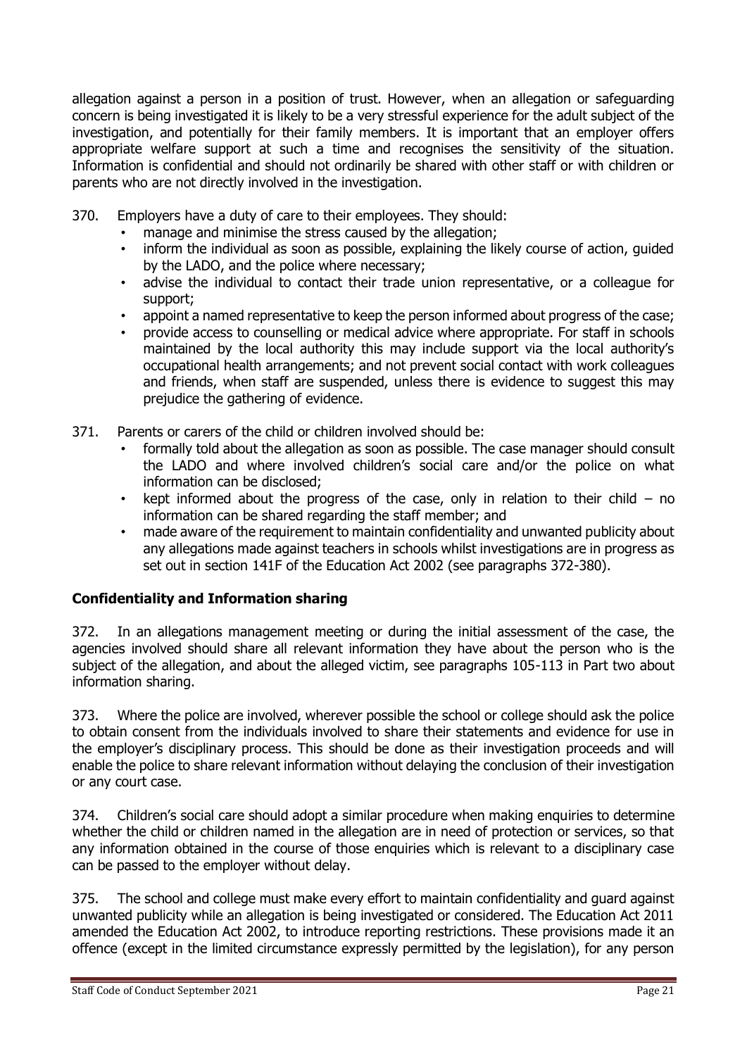allegation against a person in a position of trust. However, when an allegation or safeguarding concern is being investigated it is likely to be a very stressful experience for the adult subject of the investigation, and potentially for their family members. It is important that an employer offers appropriate welfare support at such a time and recognises the sensitivity of the situation. Information is confidential and should not ordinarily be shared with other staff or with children or parents who are not directly involved in the investigation.

370. Employers have a duty of care to their employees. They should:

- manage and minimise the stress caused by the allegation;
- inform the individual as soon as possible, explaining the likely course of action, guided by the LADO, and the police where necessary;
- advise the individual to contact their trade union representative, or a colleague for support;
- appoint a named representative to keep the person informed about progress of the case;
- provide access to counselling or medical advice where appropriate. For staff in schools maintained by the local authority this may include support via the local authority's occupational health arrangements; and not prevent social contact with work colleagues and friends, when staff are suspended, unless there is evidence to suggest this may prejudice the gathering of evidence.

371. Parents or carers of the child or children involved should be:

- formally told about the allegation as soon as possible. The case manager should consult the LADO and where involved children's social care and/or the police on what information can be disclosed;
- kept informed about the progress of the case, only in relation to their child – no information can be shared regarding the staff member; and
- made aware of the requirement to maintain confidentiality and unwanted publicity about any allegations made against teachers in schools whilst investigations are in progress as set out in section 141F of the Education Act 2002 (see paragraphs 372-380).

**Confidentiality and Information sharing**

372. In an allegations management meeting or during the initial assessment of the case, the agencies involved should share all relevant information they have about the person who is the subject of the allegation, and about the alleged victim, see paragraphs 105-113 in Part two about information sharing.

373. Where the police are involved, wherever possible the school or college should ask the police to obtain consent from the individuals involved to share their statements and evidence for use in the employer's disciplinary process. This should be done as their investigation proceeds and will enable the police to share relevant information without delaying the conclusion of their investigation or any court case.

374. Children's social care should adopt a similar procedure when making enquiries to determine whether the child or children named in the allegation are in need of protection or services, so that any information obtained in the course of those enquiries which is relevant to a disciplinary case can be passed to the employer without delay.

375. The school and college must make every effort to maintain confidentiality and guard against unwanted publicity while an allegation is being investigated or considered. The Education Act 2011 amended the Education Act 2002, to introduce reporting restrictions. These provisions made it an offence (except in the limited circumstance expressly permitted by the legislation), for any person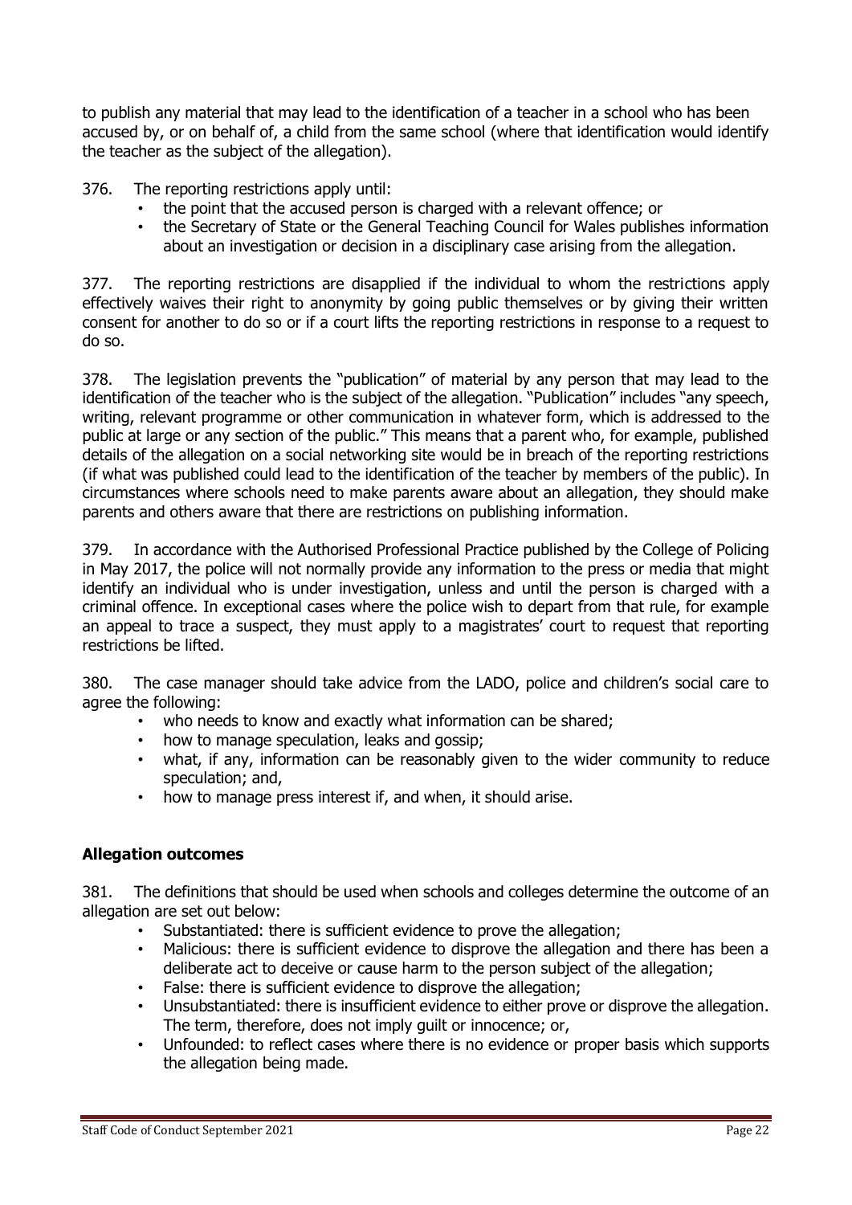to publish any material that may lead to the identification of a teacher in a school who has been accused by, or on behalf of, a child from the same school (where that identification would identify the teacher as the subject of the allegation).

376. The reporting restrictions apply until:

- the point that the accused person is charged with a relevant offence; or
- the Secretary of State or the General Teaching Council for Wales publishes information about an investigation or decision in a disciplinary case arising from the allegation.

377. The reporting restrictions are disapplied if the individual to whom the restrictions apply effectively waives their right to anonymity by going public themselves or by giving their written consent for another to do so or if a court lifts the reporting restrictions in response to a request to do so.

378. The legislation prevents the "publication" of material by any person that may lead to the identification of the teacher who is the subject of the allegation. "Publication" includes "any speech, writing, relevant programme or other communication in whatever form, which is addressed to the public at large or any section of the public." This means that a parent who, for example, published details of the allegation on a social networking site would be in breach of the reporting restrictions (if what was published could lead to the identification of the teacher by members of the public). In circumstances where schools need to make parents aware about an allegation, they should make parents and others aware that there are restrictions on publishing information.

379. In accordance with the Authorised Professional Practice published by the College of Policing in May 2017, the police will not normally provide any information to the press or media that might identify an individual who is under investigation, unless and until the person is charged with a criminal offence. In exceptional cases where the police wish to depart from that rule, for example an appeal to trace a suspect, they must apply to a magistrates' court to request that reporting restrictions be lifted.

380. The case manager should take advice from the LADO, police and children's social care to agree the following:

- who needs to know and exactly what information can be shared;
- how to manage speculation, leaks and gossip;
- what, if any, information can be reasonably given to the wider community to reduce speculation; and,
- how to manage press interest if, and when, it should arise.

**Allegation outcomes**

381. The definitions that should be used when schools and colleges determine the outcome of an allegation are set out below:

- Substantiated: there is sufficient evidence to prove the allegation;
- Malicious: there is sufficient evidence to disprove the allegation and there has been a deliberate act to deceive or cause harm to the person subject of the allegation;
- False: there is sufficient evidence to disprove the allegation;
- Unsubstantiated: there is insufficient evidence to either prove or disprove the allegation. The term, therefore, does not imply guilt or innocence; or,
- Unfounded: to reflect cases where there is no evidence or proper basis which supports the allegation being made.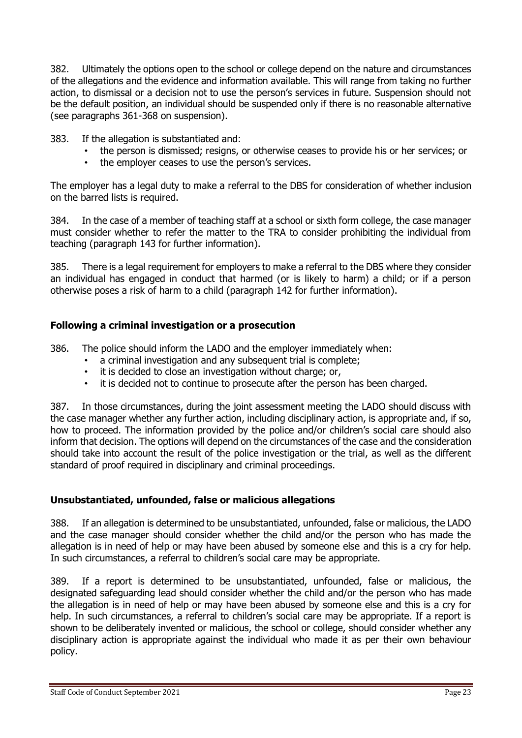382. Ultimately the options open to the school or college depend on the nature and circumstances of the allegations and the evidence and information available. This will range from taking no further action, to dismissal or a decision not to use the person's services in future. Suspension should not be the default position, an individual should be suspended only if there is no reasonable alternative (see paragraphs 361-368 on suspension).

383. If the allegation is substantiated and:

- the person is dismissed; resigns, or otherwise ceases to provide his or her services; or
- the employer ceases to use the person's services.

The employer has a legal duty to make a referral to the DBS for consideration of whether inclusion on the barred lists is required.

384. In the case of a member of teaching staff at a school or sixth form college, the case manager must consider whether to refer the matter to the TRA to consider prohibiting the individual from teaching (paragraph 143 for further information).

385. There is a legal requirement for employers to make a referral to the DBS where they consider an individual has engaged in conduct that harmed (or is likely to harm) a child; or if a person otherwise poses a risk of harm to a child (paragraph 142 for further information).

### Following a criminal investigation or a prosecution

386. The police should inform the LADO and the employer immediately when:

- a criminal investigation and any subsequent trial is complete;
- it is decided to close an investigation without charge; or,
- it is decided not to continue to prosecute after the person has been charged.

387. In those circumstances, during the joint assessment meeting the LADO should discuss with the case manager whether any further action, including disciplinary action, is appropriate and, if so, how to proceed. The information provided by the police and/or children's social care should also inform that decision. The options will depend on the circumstances of the case and the consideration should take into account the result of the police investigation or the trial, as well as the different standard of proof required in disciplinary and criminal proceedings.

### Unsubstantiated, unfounded, false or malicious allegations

388. If an allegation is determined to be unsubstantiated, unfounded, false or malicious, the LADO and the case manager should consider whether the child and/or the person who has made the allegation is in need of help or may have been abused by someone else and this is a cry for help. In such circumstances, a referral to children's social care may be appropriate.

389. If a report is determined to be unsubstantiated, unfounded, false or malicious, the designated safeguarding lead should consider whether the child and/or the person who has made the allegation is in need of help or may have been abused by someone else and this is a cry for help. In such circumstances, a referral to children's social care may be appropriate. If a report is shown to be deliberately invented or malicious, the school or college, should consider whether any disciplinary action is appropriate against the individual who made it as per their own behaviour policy.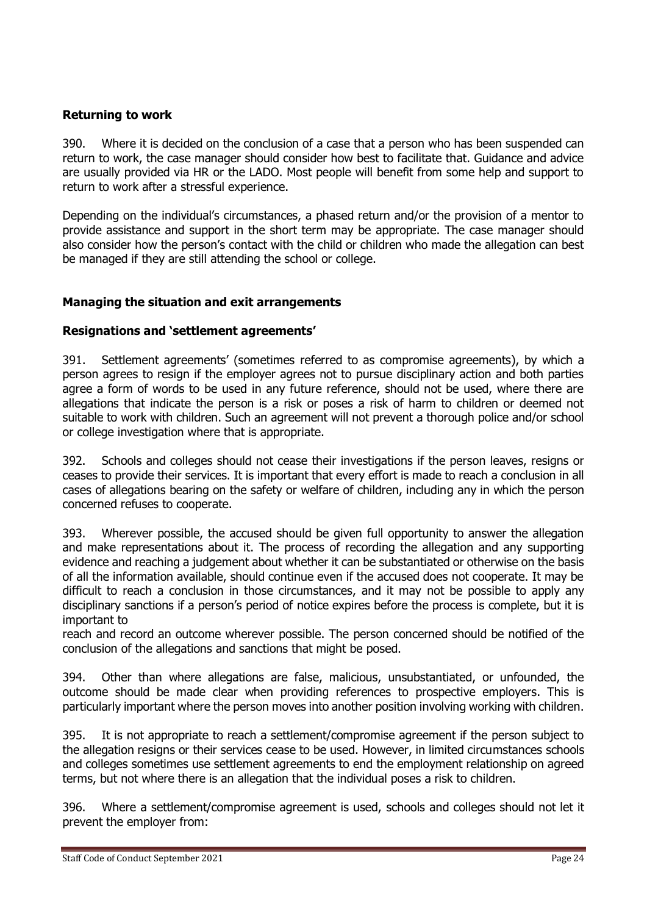### Returning to work

390. Where it is decided on the conclusion of a case that a person who has been suspended can return to work, the case manager should consider how best to facilitate that. Guidance and advice are usually provided via HR or the LADO. Most people will benefit from some help and support to return to work after a stressful experience.

Depending on the individual's circumstances, a phased return and/or the provision of a mentor to provide assistance and support in the short term may be appropriate. The case manager should also consider how the person's contact with the child or children who made the allegation can best be managed if they are still attending the school or college.

### Managing the situation and exit arrangements

### Resignations and 'settlement agreements'

391. Settlement agreements' (sometimes referred to as compromise agreements), by which a person agrees to resign if the employer agrees not to pursue disciplinary action and both parties agree a form of words to be used in any future reference, should not be used, where there are allegations that indicate the person is a risk or poses a risk of harm to children or deemed not suitable to work with children. Such an agreement will not prevent a thorough police and/or school or college investigation where that is appropriate.

392. Schools and colleges should not cease their investigations if the person leaves, resigns or ceases to provide their services. It is important that every effort is made to reach a conclusion in all cases of allegations bearing on the safety or welfare of children, including any in which the person concerned refuses to cooperate.

393. Wherever possible, the accused should be given full opportunity to answer the allegation and make representations about it. The process of recording the allegation and any supporting evidence and reaching a judgement about whether it can be substantiated or otherwise on the basis of all the information available, should continue even if the accused does not cooperate. It may be difficult to reach a conclusion in those circumstances, and it may not be possible to apply any disciplinary sanctions if a person's period of notice expires before the process is complete, but it is important to
reach and record an outcome wherever possible. The person concerned should be notified of the conclusion of the allegations and sanctions that might be posed.

394. Other than where allegations are false, malicious, unsubstantiated, or unfounded, the outcome should be made clear when providing references to prospective employers. This is particularly important where the person moves into another position involving working with children.

395. It is not appropriate to reach a settlement/compromise agreement if the person subject to the allegation resigns or their services cease to be used. However, in limited circumstances schools and colleges sometimes use settlement agreements to end the employment relationship on agreed terms, but not where there is an allegation that the individual poses a risk to children.

396. Where a settlement/compromise agreement is used, schools and colleges should not let it prevent the employer from: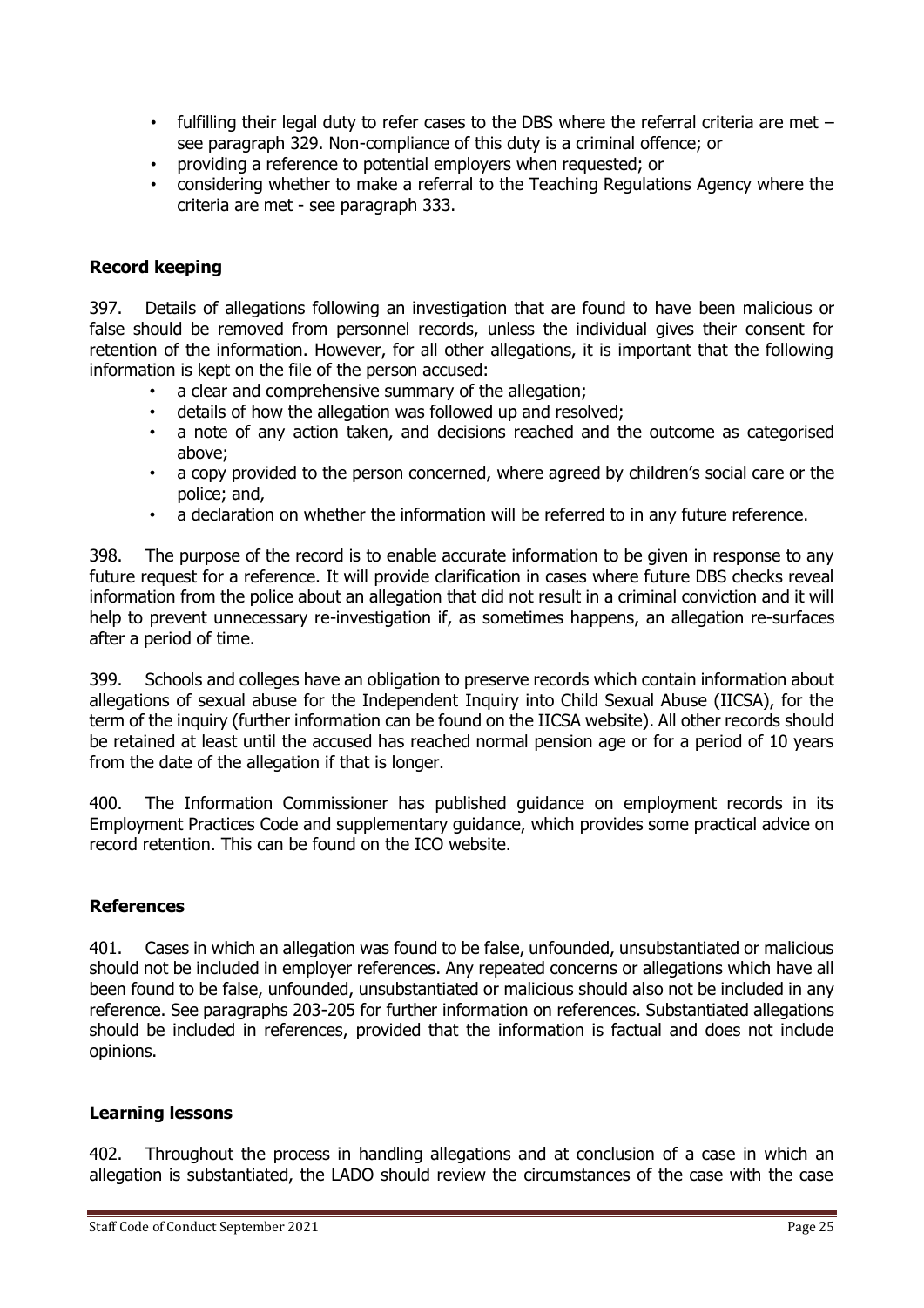- fulfilling their legal duty to refer cases to the DBS where the referral criteria are met – see paragraph 329. Non-compliance of this duty is a criminal offence; or
- providing a reference to potential employers when requested; or
- considering whether to make a referral to the Teaching Regulations Agency where the criteria are met - see paragraph 333.

### Record keeping

397. Details of allegations following an investigation that are found to have been malicious or false should be removed from personnel records, unless the individual gives their consent for retention of the information. However, for all other allegations, it is important that the following information is kept on the file of the person accused:

- a clear and comprehensive summary of the allegation;
- details of how the allegation was followed up and resolved;
- a note of any action taken, and decisions reached and the outcome as categorised above;
- a copy provided to the person concerned, where agreed by children's social care or the police; and,
- a declaration on whether the information will be referred to in any future reference.

398. The purpose of the record is to enable accurate information to be given in response to any future request for a reference. It will provide clarification in cases where future DBS checks reveal information from the police about an allegation that did not result in a criminal conviction and it will help to prevent unnecessary re-investigation if, as sometimes happens, an allegation re-surfaces after a period of time.

399. Schools and colleges have an obligation to preserve records which contain information about allegations of sexual abuse for the Independent Inquiry into Child Sexual Abuse (IICSA), for the term of the inquiry (further information can be found on the IICSA website). All other records should be retained at least until the accused has reached normal pension age or for a period of 10 years from the date of the allegation if that is longer.

400. The Information Commissioner has published guidance on employment records in its Employment Practices Code and supplementary guidance, which provides some practical advice on record retention. This can be found on the ICO website.

### References

401. Cases in which an allegation was found to be false, unfounded, unsubstantiated or malicious should not be included in employer references. Any repeated concerns or allegations which have all been found to be false, unfounded, unsubstantiated or malicious should also not be included in any reference. See paragraphs 203-205 for further information on references. Substantiated allegations should be included in references, provided that the information is factual and does not include opinions.

### Learning lessons

402. Throughout the process in handling allegations and at conclusion of a case in which an allegation is substantiated, the LADO should review the circumstances of the case with the case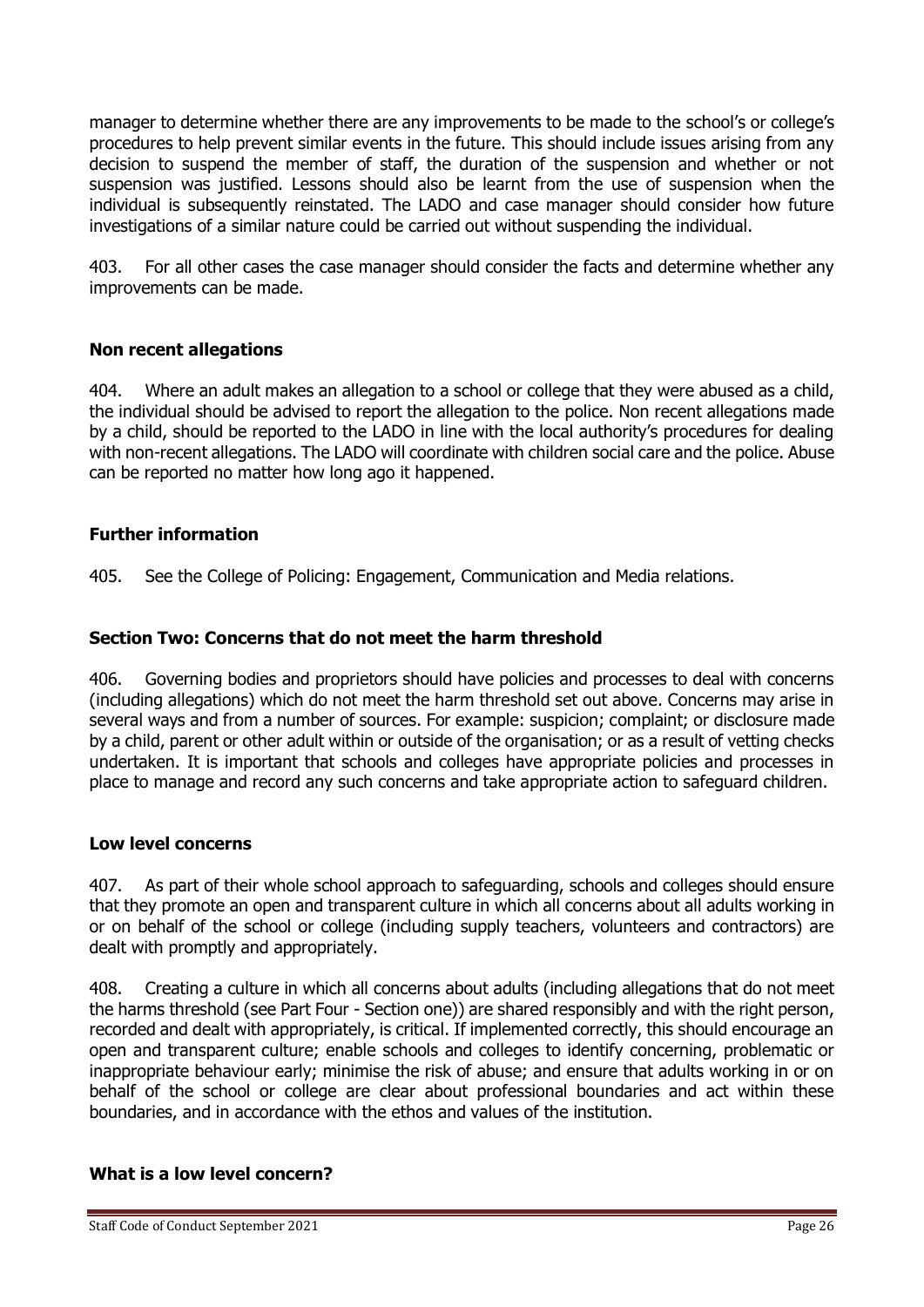manager to determine whether there are any improvements to be made to the school's or college's procedures to help prevent similar events in the future. This should include issues arising from any decision to suspend the member of staff, the duration of the suspension and whether or not suspension was justified. Lessons should also be learnt from the use of suspension when the individual is subsequently reinstated. The LADO and case manager should consider how future investigations of a similar nature could be carried out without suspending the individual.

403. For all other cases the case manager should consider the facts and determine whether any improvements can be made.

**Non recent allegations**

404. Where an adult makes an allegation to a school or college that they were abused as a child, the individual should be advised to report the allegation to the police. Non recent allegations made by a child, should be reported to the LADO in line with the local authority's procedures for dealing with non-recent allegations. The LADO will coordinate with children social care and the police. Abuse can be reported no matter how long ago it happened.

**Further information**

405. See the College of Policing: Engagement, Communication and Media relations.

**Section Two: Concerns that do not meet the harm threshold**

406. Governing bodies and proprietors should have policies and processes to deal with concerns (including allegations) which do not meet the harm threshold set out above. Concerns may arise in several ways and from a number of sources. For example: suspicion; complaint; or disclosure made by a child, parent or other adult within or outside of the organisation; or as a result of vetting checks undertaken. It is important that schools and colleges have appropriate policies and processes in place to manage and record any such concerns and take appropriate action to safeguard children.

**Low level concerns**

407. As part of their whole school approach to safeguarding, schools and colleges should ensure that they promote an open and transparent culture in which all concerns about all adults working in or on behalf of the school or college (including supply teachers, volunteers and contractors) are dealt with promptly and appropriately.

408. Creating a culture in which all concerns about adults (including allegations that do not meet the harms threshold (see Part Four - Section one)) are shared responsibly and with the right person, recorded and dealt with appropriately, is critical. If implemented correctly, this should encourage an open and transparent culture; enable schools and colleges to identify concerning, problematic or inappropriate behaviour early; minimise the risk of abuse; and ensure that adults working in or on behalf of the school or college are clear about professional boundaries and act within these boundaries, and in accordance with the ethos and values of the institution.

**What is a low level concern?**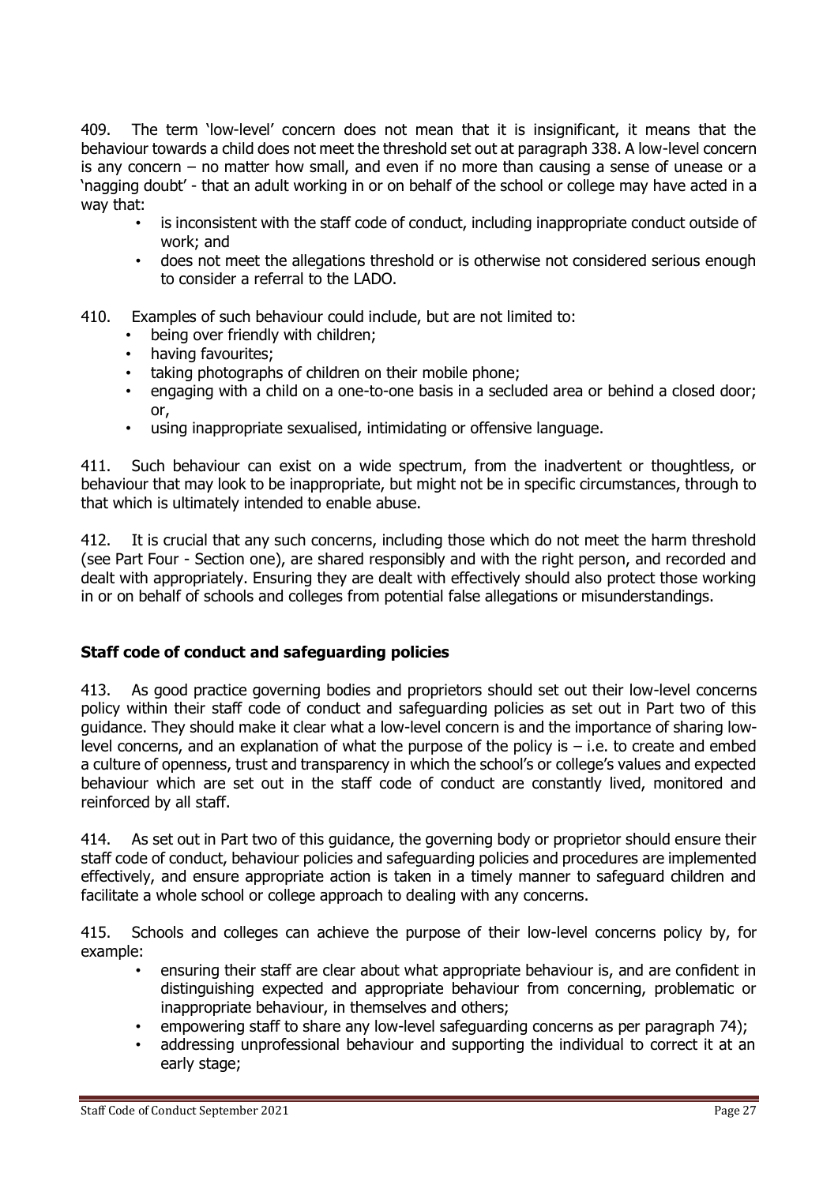409. The term 'low-level' concern does not mean that it is insignificant, it means that the behaviour towards a child does not meet the threshold set out at paragraph 338. A low-level concern is any concern – no matter how small, and even if no more than causing a sense of unease or a 'nagging doubt' - that an adult working in or on behalf of the school or college may have acted in a way that:

- is inconsistent with the staff code of conduct, including inappropriate conduct outside of work; and
- does not meet the allegations threshold or is otherwise not considered serious enough to consider a referral to the LADO.

410. Examples of such behaviour could include, but are not limited to:

- being over friendly with children;
- having favourites;
- taking photographs of children on their mobile phone;
- engaging with a child on a one-to-one basis in a secluded area or behind a closed door; or,
- using inappropriate sexualised, intimidating or offensive language.

411. Such behaviour can exist on a wide spectrum, from the inadvertent or thoughtless, or behaviour that may look to be inappropriate, but might not be in specific circumstances, through to that which is ultimately intended to enable abuse.

412. It is crucial that any such concerns, including those which do not meet the harm threshold (see Part Four - Section one), are shared responsibly and with the right person, and recorded and dealt with appropriately. Ensuring they are dealt with effectively should also protect those working in or on behalf of schools and colleges from potential false allegations or misunderstandings.

### Staff code of conduct and safeguarding policies

413. As good practice governing bodies and proprietors should set out their low-level concerns policy within their staff code of conduct and safeguarding policies as set out in Part two of this guidance. They should make it clear what a low-level concern is and the importance of sharing low-level concerns, and an explanation of what the purpose of the policy is – i.e. to create and embed a culture of openness, trust and transparency in which the school's or college's values and expected behaviour which are set out in the staff code of conduct are constantly lived, monitored and reinforced by all staff.

414. As set out in Part two of this guidance, the governing body or proprietor should ensure their staff code of conduct, behaviour policies and safeguarding policies and procedures are implemented effectively, and ensure appropriate action is taken in a timely manner to safeguard children and facilitate a whole school or college approach to dealing with any concerns.

415. Schools and colleges can achieve the purpose of their low-level concerns policy by, for example:

- ensuring their staff are clear about what appropriate behaviour is, and are confident in distinguishing expected and appropriate behaviour from concerning, problematic or inappropriate behaviour, in themselves and others;
- empowering staff to share any low-level safeguarding concerns as per paragraph 74);
- addressing unprofessional behaviour and supporting the individual to correct it at an early stage;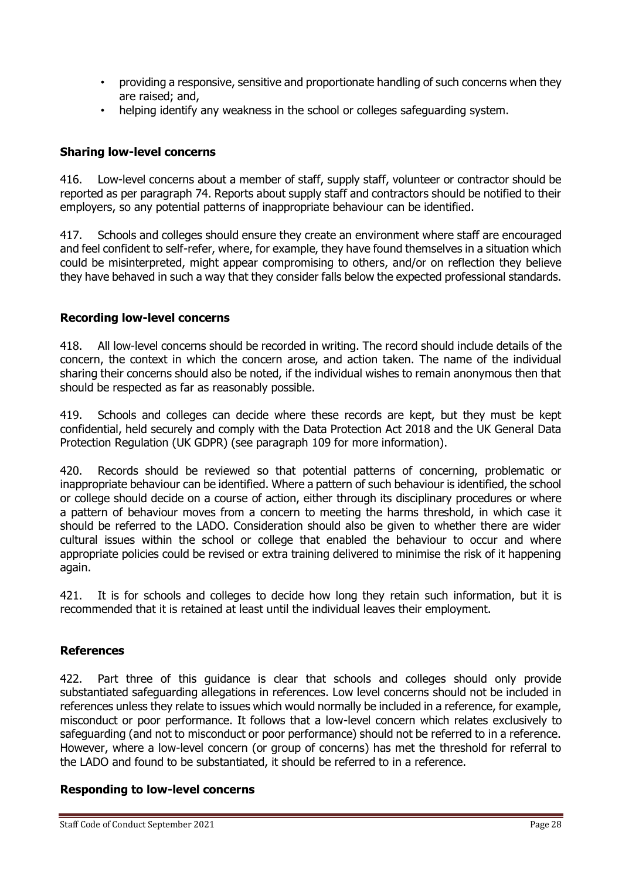- providing a responsive, sensitive and proportionate handling of such concerns when they are raised; and,
- helping identify any weakness in the school or colleges safeguarding system.

### Sharing low-level concerns

416. Low-level concerns about a member of staff, supply staff, volunteer or contractor should be reported as per paragraph 74. Reports about supply staff and contractors should be notified to their employers, so any potential patterns of inappropriate behaviour can be identified.

417. Schools and colleges should ensure they create an environment where staff are encouraged and feel confident to self-refer, where, for example, they have found themselves in a situation which could be misinterpreted, might appear compromising to others, and/or on reflection they believe they have behaved in such a way that they consider falls below the expected professional standards.

### Recording low-level concerns

418. All low-level concerns should be recorded in writing. The record should include details of the concern, the context in which the concern arose, and action taken. The name of the individual sharing their concerns should also be noted, if the individual wishes to remain anonymous then that should be respected as far as reasonably possible.

419. Schools and colleges can decide where these records are kept, but they must be kept confidential, held securely and comply with the Data Protection Act 2018 and the UK General Data Protection Regulation (UK GDPR) (see paragraph 109 for more information).

420. Records should be reviewed so that potential patterns of concerning, problematic or inappropriate behaviour can be identified. Where a pattern of such behaviour is identified, the school or college should decide on a course of action, either through its disciplinary procedures or where a pattern of behaviour moves from a concern to meeting the harms threshold, in which case it should be referred to the LADO. Consideration should also be given to whether there are wider cultural issues within the school or college that enabled the behaviour to occur and where appropriate policies could be revised or extra training delivered to minimise the risk of it happening again.

421. It is for schools and colleges to decide how long they retain such information, but it is recommended that it is retained at least until the individual leaves their employment.

### References

422. Part three of this guidance is clear that schools and colleges should only provide substantiated safeguarding allegations in references. Low level concerns should not be included in references unless they relate to issues which would normally be included in a reference, for example, misconduct or poor performance. It follows that a low-level concern which relates exclusively to safeguarding (and not to misconduct or poor performance) should not be referred to in a reference. However, where a low-level concern (or group of concerns) has met the threshold for referral to the LADO and found to be substantiated, it should be referred to in a reference.

### Responding to low-level concerns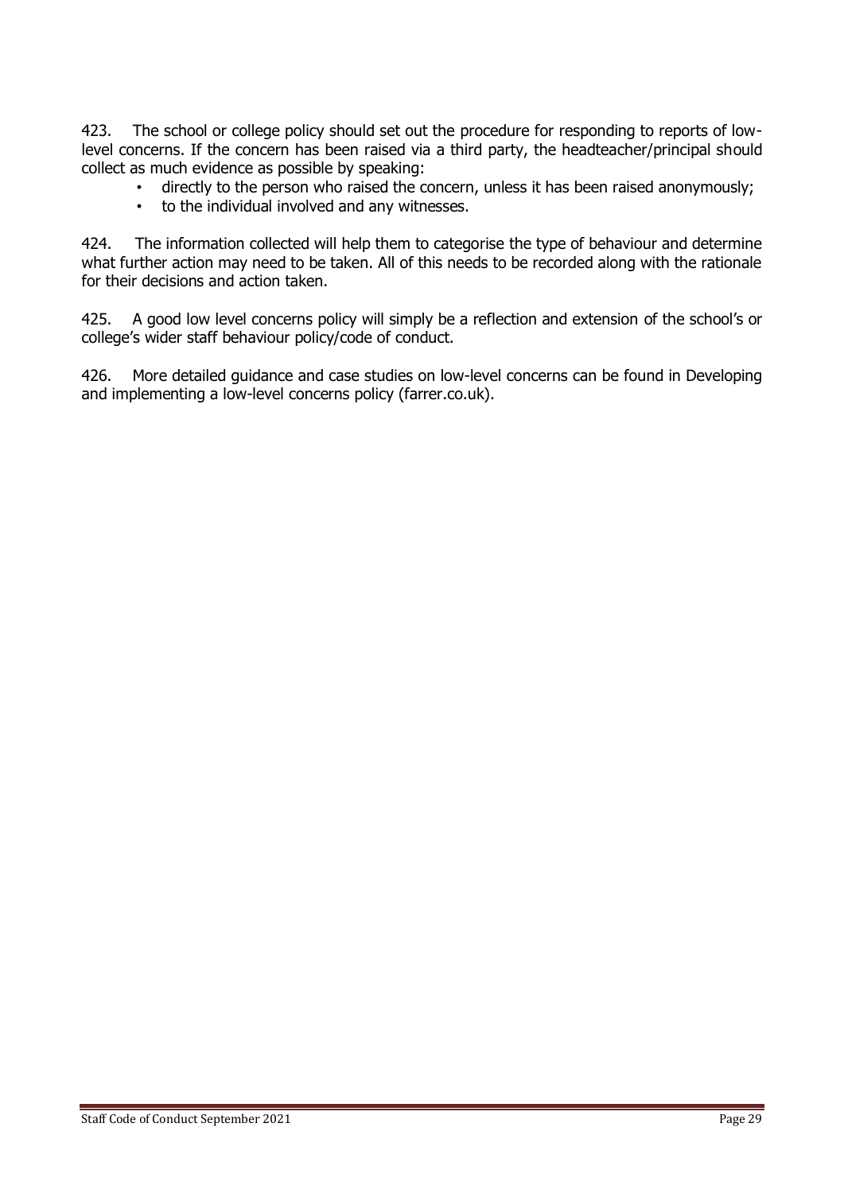423. The school or college policy should set out the procedure for responding to reports of low-level concerns. If the concern has been raised via a third party, the headteacher/principal should collect as much evidence as possible by speaking:

- directly to the person who raised the concern, unless it has been raised anonymously;
- to the individual involved and any witnesses.

424. The information collected will help them to categorise the type of behaviour and determine what further action may need to be taken. All of this needs to be recorded along with the rationale for their decisions and action taken.

425. A good low level concerns policy will simply be a reflection and extension of the school's or college's wider staff behaviour policy/code of conduct.

426. More detailed guidance and case studies on low-level concerns can be found in Developing and implementing a low-level concerns policy (farrer.co.uk).